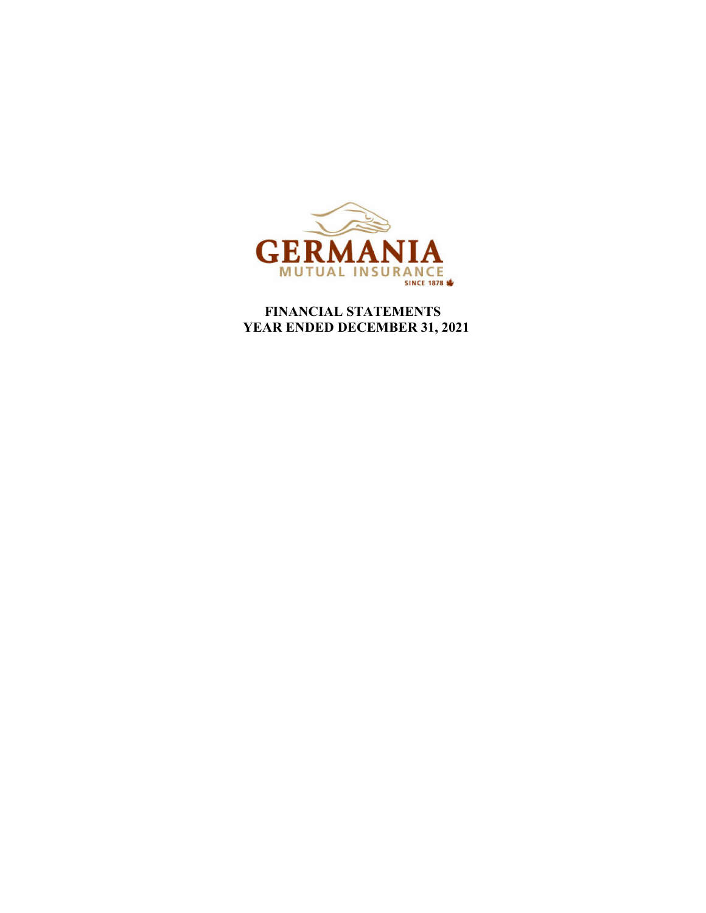GERMANIA

MUTUAL INSURANCE

SINCE 1878

**FINANCIAL STATEMENTS**
**YEAR ENDED DECEMBER 31, 2021**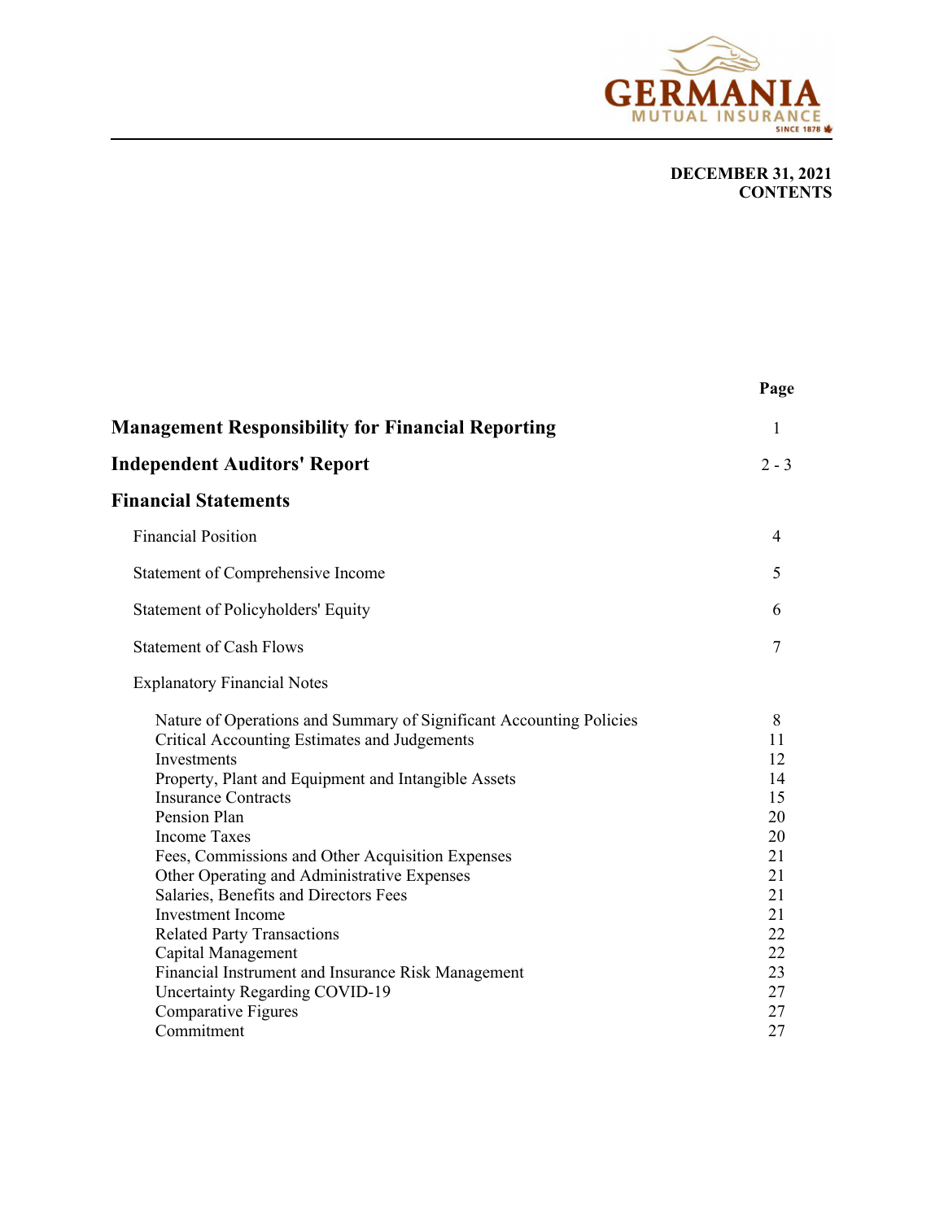**DECEMBER 31, 2021**
**CONTENTS**

| | Page |
|---|---|
| **Management Responsibility for Financial Reporting** | 1 |
| **Independent Auditors' Report** | 2 - 3 |
| **Financial Statements** | |
| Financial Position | 4 |
| Statement of Comprehensive Income | 5 |
| Statement of Policyholders' Equity | 6 |
| Statement of Cash Flows | 7 |
| Explanatory Financial Notes | |
| Nature of Operations and Summary of Significant Accounting Policies | 8 |
| Critical Accounting Estimates and Judgements | 11 |
| Investments | 12 |
| Property, Plant and Equipment and Intangible Assets | 14 |
| Insurance Contracts | 15 |
| Pension Plan | 20 |
| Income Taxes | 20 |
| Fees, Commissions and Other Acquisition Expenses | 21 |
| Other Operating and Administrative Expenses | 21 |
| Salaries, Benefits and Directors Fees | 21 |
| Investment Income | 21 |
| Related Party Transactions | 22 |
| Capital Management | 22 |
| Financial Instrument and Insurance Risk Management | 23 |
| Uncertainty Regarding COVID-19 | 27 |
| Comparative Figures | 27 |
| Commitment | 27 |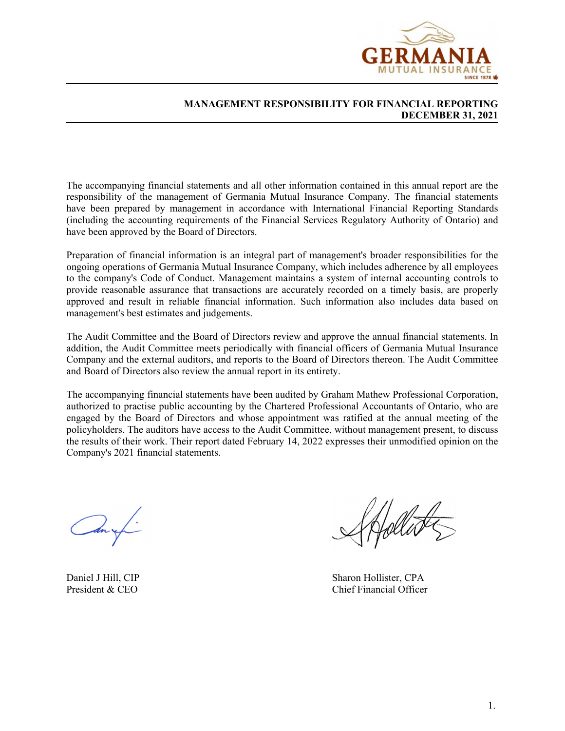# MANAGEMENT RESPONSIBILITY FOR FINANCIAL REPORTING
## DECEMBER 31, 2021

The accompanying financial statements and all other information contained in this annual report are the responsibility of the management of Germania Mutual Insurance Company. The financial statements have been prepared by management in accordance with International Financial Reporting Standards (including the accounting requirements of the Financial Services Regulatory Authority of Ontario) and have been approved by the Board of Directors.

Preparation of financial information is an integral part of management's broader responsibilities for the ongoing operations of Germania Mutual Insurance Company, which includes adherence by all employees to the company's Code of Conduct. Management maintains a system of internal accounting controls to provide reasonable assurance that transactions are accurately recorded on a timely basis, are properly approved and result in reliable financial information. Such information also includes data based on management's best estimates and judgements.

The Audit Committee and the Board of Directors review and approve the annual financial statements. In addition, the Audit Committee meets periodically with financial officers of Germania Mutual Insurance Company and the external auditors, and reports to the Board of Directors thereon. The Audit Committee and Board of Directors also review the annual report in its entirety.

The accompanying financial statements have been audited by Graham Mathew Professional Corporation, authorized to practise public accounting by the Chartered Professional Accountants of Ontario, who are engaged by the Board of Directors and whose appointment was ratified at the annual meeting of the policyholders. The auditors have access to the Audit Committee, without management present, to discuss the results of their work. Their report dated February 14, 2022 expresses their unmodified opinion on the Company's 2021 financial statements.

Daniel J Hill, CIP
President & CEO

Sharon Hollister, CPA
Chief Financial Officer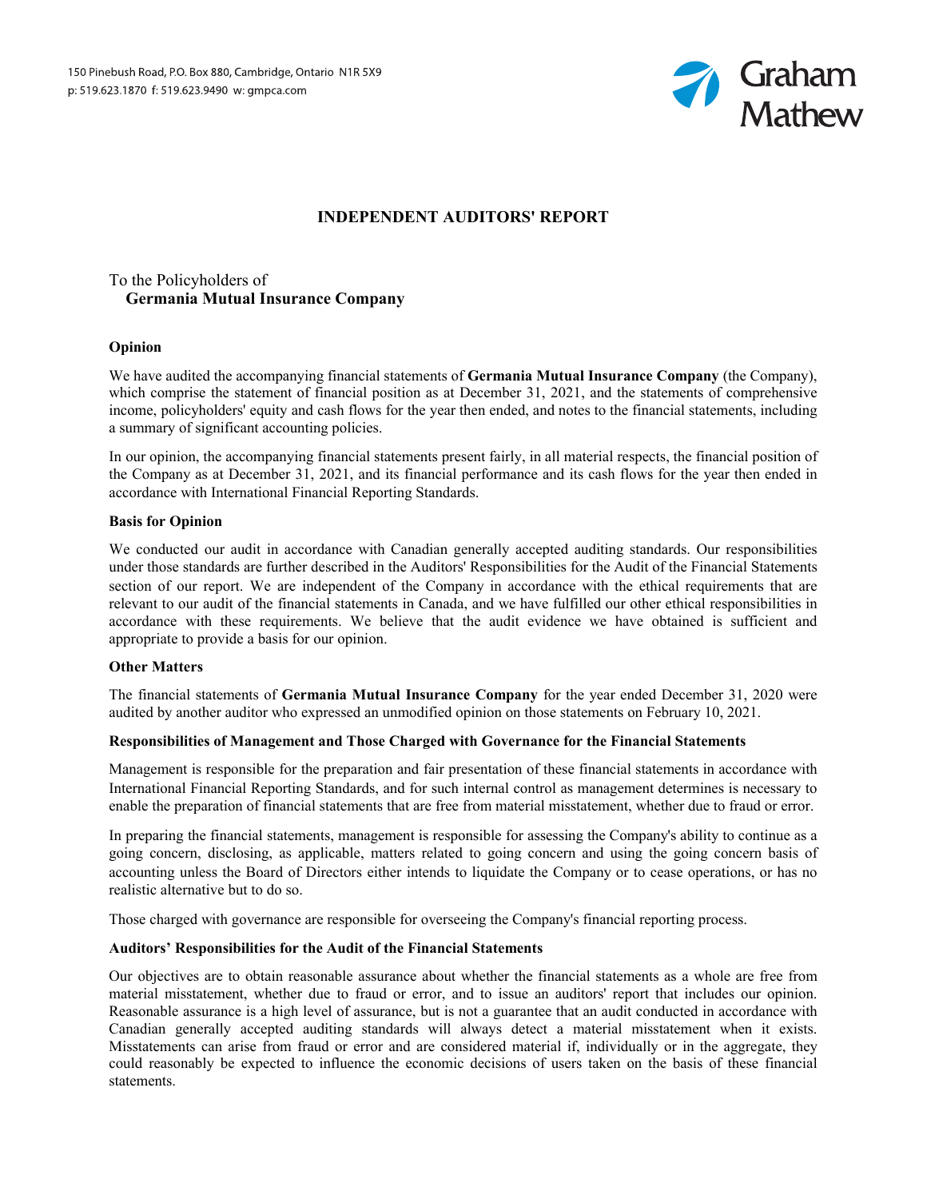150 Pinebush Road, P.O. Box 880, Cambridge, Ontario N1R 5X9
p: 519.623.1870 f: 519.623.9490 w: gmpca.com

Graham Mathew

# INDEPENDENT AUDITORS' REPORT

To the Policyholders of
**Germania Mutual Insurance Company**

### Opinion

We have audited the accompanying financial statements of **Germania Mutual Insurance Company** (the Company), which comprise the statement of financial position as at December 31, 2021, and the statements of comprehensive income, policyholders' equity and cash flows for the year then ended, and notes to the financial statements, including a summary of significant accounting policies.

In our opinion, the accompanying financial statements present fairly, in all material respects, the financial position of the Company as at December 31, 2021, and its financial performance and its cash flows for the year then ended in accordance with International Financial Reporting Standards.

### Basis for Opinion

We conducted our audit in accordance with Canadian generally accepted auditing standards. Our responsibilities under those standards are further described in the Auditors' Responsibilities for the Audit of the Financial Statements section of our report. We are independent of the Company in accordance with the ethical requirements that are relevant to our audit of the financial statements in Canada, and we have fulfilled our other ethical responsibilities in accordance with these requirements. We believe that the audit evidence we have obtained is sufficient and appropriate to provide a basis for our opinion.

### Other Matters

The financial statements of **Germania Mutual Insurance Company** for the year ended December 31, 2020 were audited by another auditor who expressed an unmodified opinion on those statements on February 10, 2021.

### Responsibilities of Management and Those Charged with Governance for the Financial Statements

Management is responsible for the preparation and fair presentation of these financial statements in accordance with International Financial Reporting Standards, and for such internal control as management determines is necessary to enable the preparation of financial statements that are free from material misstatement, whether due to fraud or error.

In preparing the financial statements, management is responsible for assessing the Company's ability to continue as a going concern, disclosing, as applicable, matters related to going concern and using the going concern basis of accounting unless the Board of Directors either intends to liquidate the Company or to cease operations, or has no realistic alternative but to do so.

Those charged with governance are responsible for overseeing the Company's financial reporting process.

### Auditors' Responsibilities for the Audit of the Financial Statements

Our objectives are to obtain reasonable assurance about whether the financial statements as a whole are free from material misstatement, whether due to fraud or error, and to issue an auditors' report that includes our opinion. Reasonable assurance is a high level of assurance, but is not a guarantee that an audit conducted in accordance with Canadian generally accepted auditing standards will always detect a material misstatement when it exists. Misstatements can arise from fraud or error and are considered material if, individually or in the aggregate, they could reasonably be expected to influence the economic decisions of users taken on the basis of these financial statements.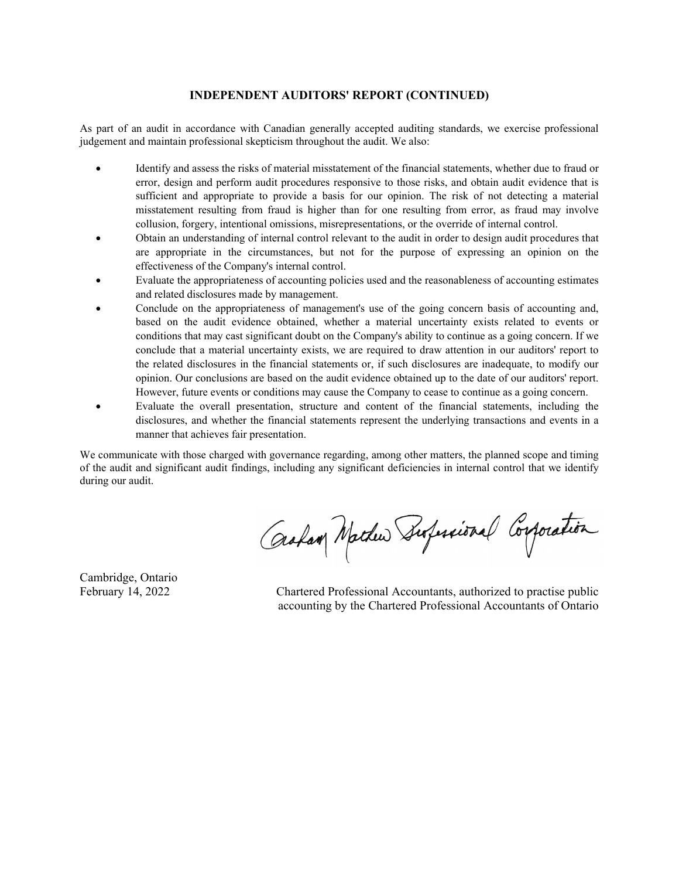## INDEPENDENT AUDITORS' REPORT (CONTINUED)

As part of an audit in accordance with Canadian generally accepted auditing standards, we exercise professional judgement and maintain professional skepticism throughout the audit. We also:

- Identify and assess the risks of material misstatement of the financial statements, whether due to fraud or error, design and perform audit procedures responsive to those risks, and obtain audit evidence that is sufficient and appropriate to provide a basis for our opinion. The risk of not detecting a material misstatement resulting from fraud is higher than for one resulting from error, as fraud may involve collusion, forgery, intentional omissions, misrepresentations, or the override of internal control.
- Obtain an understanding of internal control relevant to the audit in order to design audit procedures that are appropriate in the circumstances, but not for the purpose of expressing an opinion on the effectiveness of the Company's internal control.
- Evaluate the appropriateness of accounting policies used and the reasonableness of accounting estimates and related disclosures made by management.
- Conclude on the appropriateness of management's use of the going concern basis of accounting and, based on the audit evidence obtained, whether a material uncertainty exists related to events or conditions that may cast significant doubt on the Company's ability to continue as a going concern. If we conclude that a material uncertainty exists, we are required to draw attention in our auditors' report to the related disclosures in the financial statements or, if such disclosures are inadequate, to modify our opinion. Our conclusions are based on the audit evidence obtained up to the date of our auditors' report. However, future events or conditions may cause the Company to cease to continue as a going concern.
- Evaluate the overall presentation, structure and content of the financial statements, including the disclosures, and whether the financial statements represent the underlying transactions and events in a manner that achieves fair presentation.

We communicate with those charged with governance regarding, among other matters, the planned scope and timing of the audit and significant audit findings, including any significant deficiencies in internal control that we identify during our audit.

Graham Mathew Professional Corporation

Cambridge, Ontario
February 14, 2022

Chartered Professional Accountants, authorized to practise public accounting by the Chartered Professional Accountants of Ontario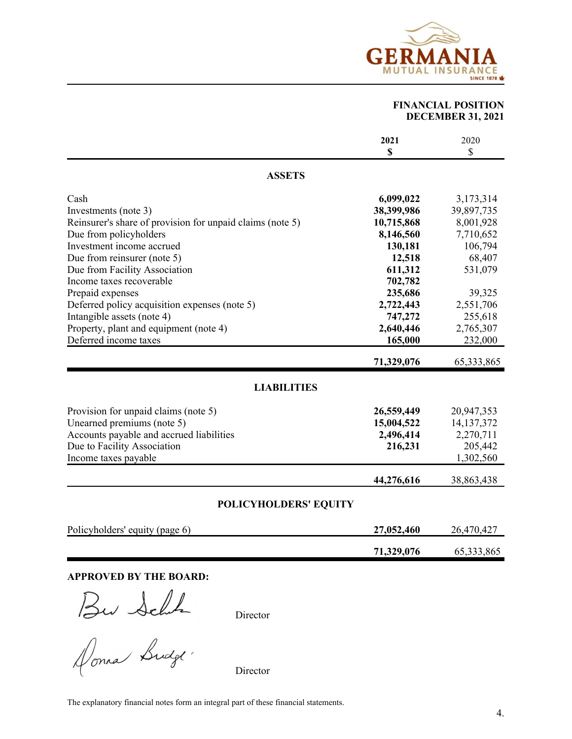# FINANCIAL POSITION
## DECEMBER 31, 2021

| | 2021 $ | 2020 $ |
|---|---|---|
| **ASSETS** | | |
| Cash | **6,099,022** | 3,173,314 |
| Investments (note 3) | **38,399,986** | 39,897,735 |
| Reinsurer's share of provision for unpaid claims (note 5) | **10,715,868** | 8,001,928 |
| Due from policyholders | **8,146,560** | 7,710,652 |
| Investment income accrued | **130,181** | 106,794 |
| Due from reinsurer (note 5) | **12,518** | 68,407 |
| Due from Facility Association | **611,312** | 531,079 |
| Income taxes recoverable | **702,782** | |
| Prepaid expenses | **235,686** | 39,325 |
| Deferred policy acquisition expenses (note 5) | **2,722,443** | 2,551,706 |
| Intangible assets (note 4) | **747,272** | 255,618 |
| Property, plant and equipment (note 4) | **2,640,446** | 2,765,307 |
| Deferred income taxes | **165,000** | 232,000 |
| | **71,329,076** | 65,333,865 |
| **LIABILITIES** | | |
| Provision for unpaid claims (note 5) | **26,559,449** | 20,947,353 |
| Unearned premiums (note 5) | **15,004,522** | 14,137,372 |
| Accounts payable and accrued liabilities | **2,496,414** | 2,270,711 |
| Due to Facility Association | **216,231** | 205,442 |
| Income taxes payable | | 1,302,560 |
| | **44,276,616** | 38,863,438 |
| **POLICYHOLDERS' EQUITY** | | |
| Policyholders' equity (page 6) | **27,052,460** | 26,470,427 |
| | **71,329,076** | 65,333,865 |

**APPROVED BY THE BOARD:**

Director

Director

The explanatory financial notes form an integral part of these financial statements.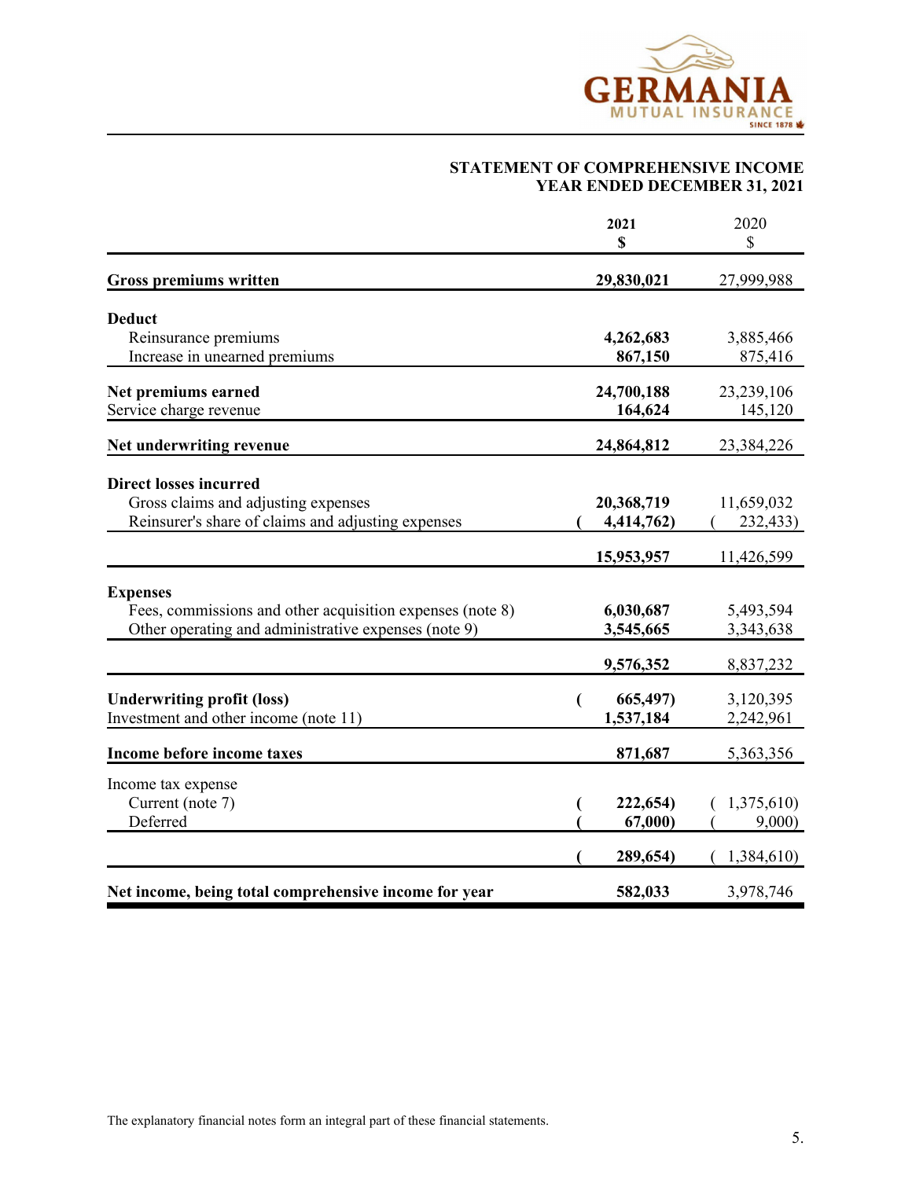GERMANIA MUTUAL INSURANCE SINCE 1878

## STATEMENT OF COMPREHENSIVE INCOME
## YEAR ENDED DECEMBER 31, 2021

| | **2021** **$** | 2020 $ |
|---|---|---|
| **Gross premiums written** | **29,830,021** | 27,999,988 |
| **Deduct** | | |
| Reinsurance premiums | **4,262,683** | 3,885,466 |
| Increase in unearned premiums | **867,150** | 875,416 |
| **Net premiums earned** | **24,700,188** | 23,239,106 |
| Service charge revenue | **164,624** | 145,120 |
| **Net underwriting revenue** | **24,864,812** | 23,384,226 |
| **Direct losses incurred** | | |
| Gross claims and adjusting expenses | **20,368,719** | 11,659,032 |
| Reinsurer's share of claims and adjusting expenses | **( 4,414,762)** | ( 232,433) |
| | **15,953,957** | 11,426,599 |
| **Expenses** | | |
| Fees, commissions and other acquisition expenses (note 8) | **6,030,687** | 5,493,594 |
| Other operating and administrative expenses (note 9) | **3,545,665** | 3,343,638 |
| | **9,576,352** | 8,837,232 |
| **Underwriting profit (loss)** | **( 665,497)** | 3,120,395 |
| Investment and other income (note 11) | **1,537,184** | 2,242,961 |
| **Income before income taxes** | **871,687** | 5,363,356 |
| Income tax expense | | |
| Current (note 7) | **( 222,654)** | ( 1,375,610) |
| Deferred | **( 67,000)** | ( 9,000) |
| | **( 289,654)** | ( 1,384,610) |
| **Net income, being total comprehensive income for year** | **582,033** | 3,978,746 |

The explanatory financial notes form an integral part of these financial statements.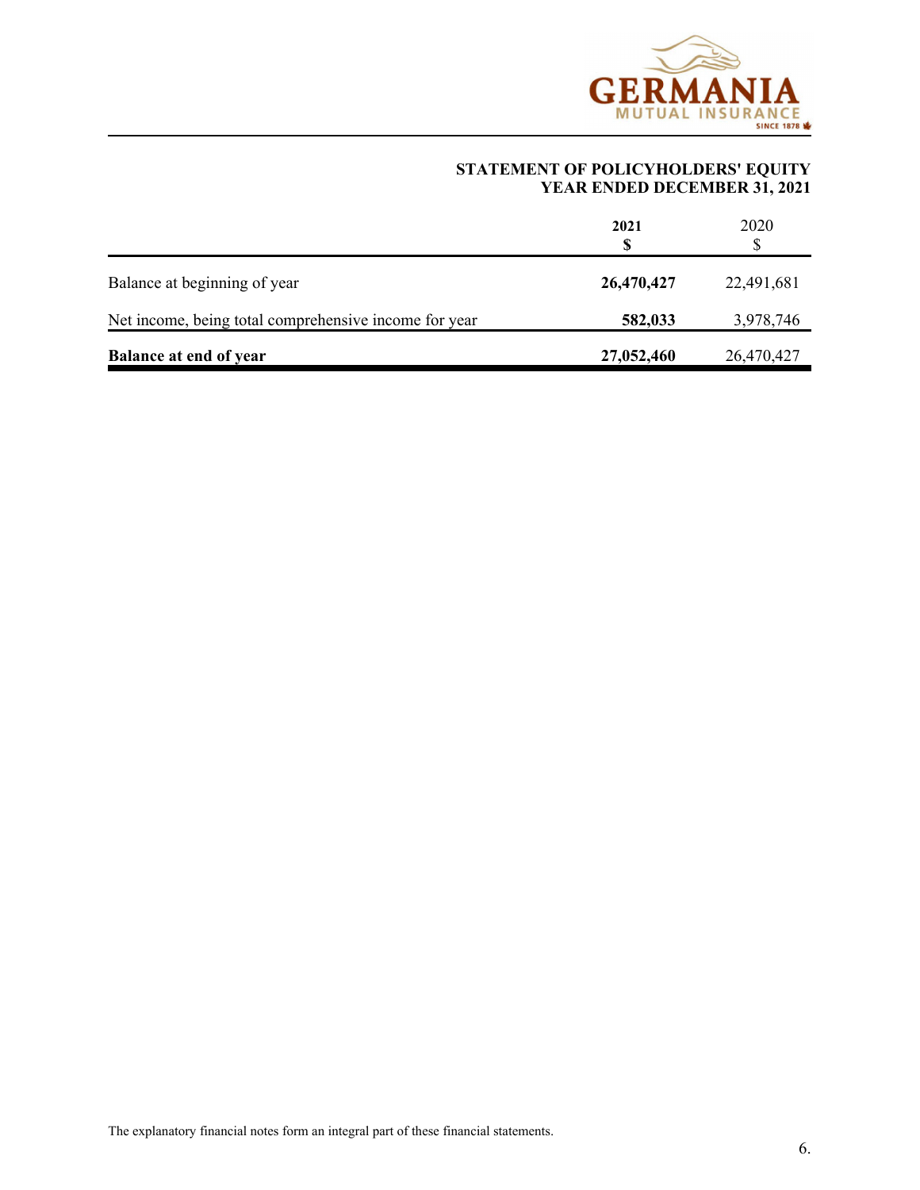## STATEMENT OF POLICYHOLDERS' EQUITY
## YEAR ENDED DECEMBER 31, 2021

| | **2021** **$** | 2020 $ |
|---|---|---|
| Balance at beginning of year | **26,470,427** | 22,491,681 |
| Net income, being total comprehensive income for year | **582,033** | 3,978,746 |
| **Balance at end of year** | **27,052,460** | 26,470,427 |

The explanatory financial notes form an integral part of these financial statements.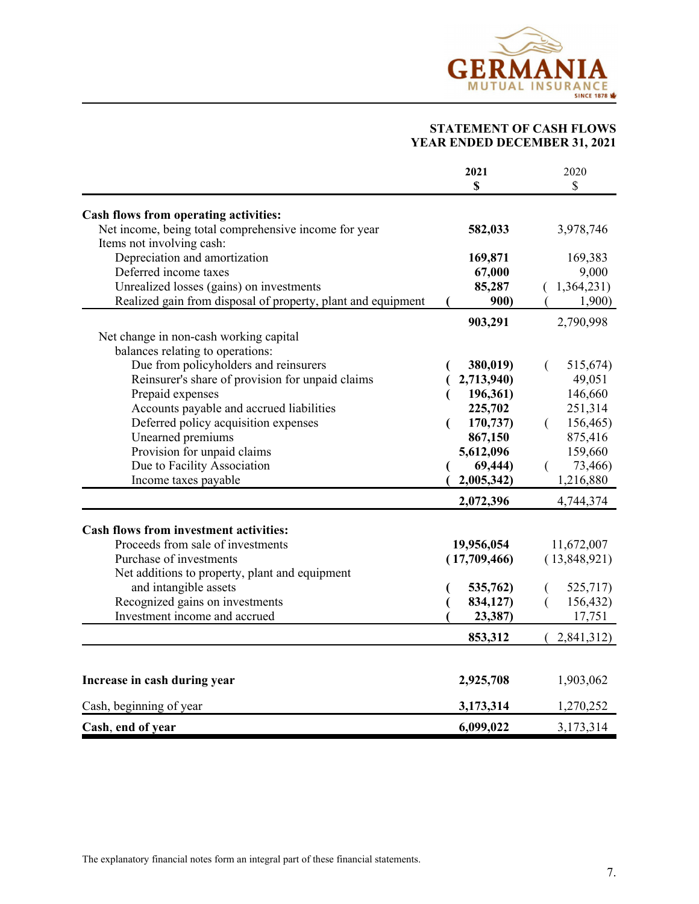## STATEMENT OF CASH FLOWS
## YEAR ENDED DECEMBER 31, 2021

| | 2021<br>$ | 2020<br>$ |
|---|---|---|
| **Cash flows from operating activities:** | | |
| Net income, being total comprehensive income for year | **582,033** | 3,978,746 |
| Items not involving cash: | | |
| Depreciation and amortization | **169,871** | 169,383 |
| Deferred income taxes | **67,000** | 9,000 |
| Unrealized losses (gains) on investments | **85,287** | ( 1,364,231) |
| Realized gain from disposal of property, plant and equipment | **( 900)** | ( 1,900) |
| | **903,291** | 2,790,998 |
| Net change in non-cash working capital balances relating to operations: | | |
| Due from policyholders and reinsurers | **( 380,019)** | ( 515,674) |
| Reinsurer's share of provision for unpaid claims | **( 2,713,940)** | 49,051 |
| Prepaid expenses | **( 196,361)** | 146,660 |
| Accounts payable and accrued liabilities | **225,702** | 251,314 |
| Deferred policy acquisition expenses | **( 170,737)** | ( 156,465) |
| Unearned premiums | **867,150** | 875,416 |
| Provision for unpaid claims | **5,612,096** | 159,660 |
| Due to Facility Association | **( 69,444)** | ( 73,466) |
| Income taxes payable | **( 2,005,342)** | 1,216,880 |
| | **2,072,396** | 4,744,374 |
| **Cash flows from investment activities:** | | |
| Proceeds from sale of investments | **19,956,054** | 11,672,007 |
| Purchase of investments | **( 17,709,466)** | ( 13,848,921) |
| Net additions to property, plant and equipment and intangible assets | **( 535,762)** | ( 525,717) |
| Recognized gains on investments | **( 834,127)** | ( 156,432) |
| Investment income and accrued | **( 23,387)** | 17,751 |
| | **853,312** | ( 2,841,312) |
| **Increase in cash during year** | **2,925,708** | 1,903,062 |
| Cash, beginning of year | **3,173,314** | 1,270,252 |
| **Cash, end of year** | **6,099,022** | 3,173,314 |

The explanatory financial notes form an integral part of these financial statements.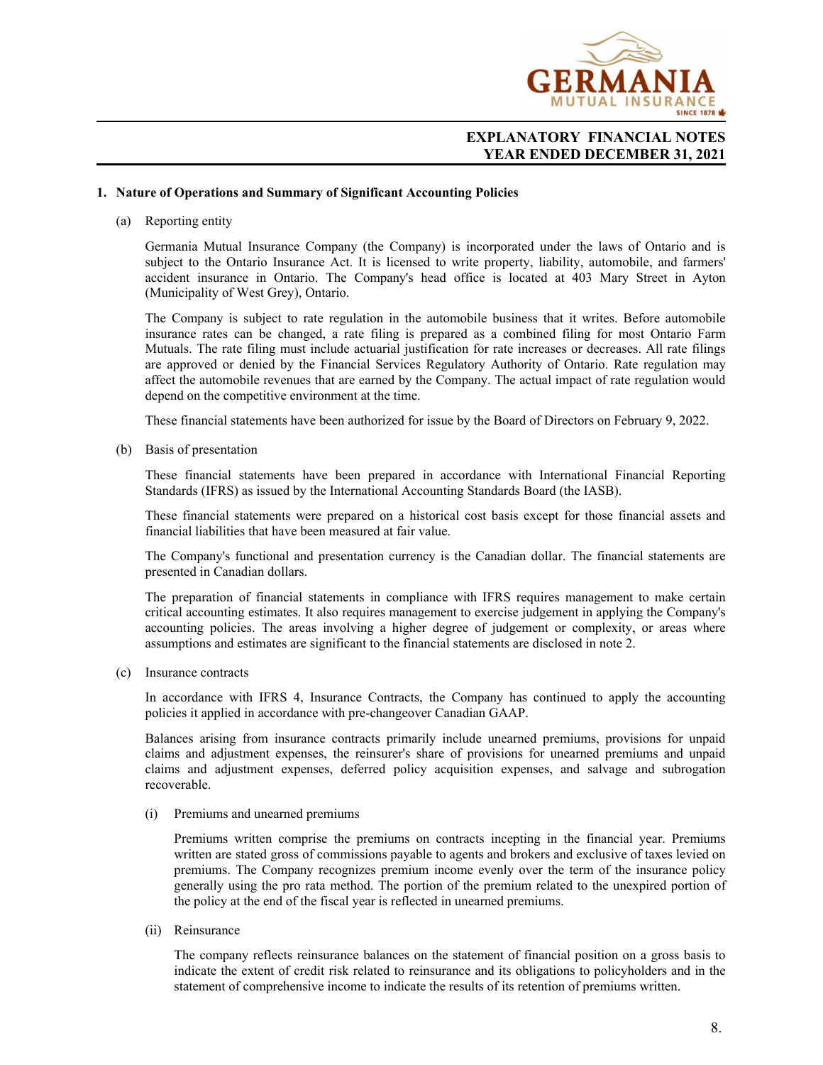# EXPLANATORY FINANCIAL NOTES
# YEAR ENDED DECEMBER 31, 2021

## 1. Nature of Operations and Summary of Significant Accounting Policies

(a) Reporting entity

Germania Mutual Insurance Company (the Company) is incorporated under the laws of Ontario and is subject to the Ontario Insurance Act. It is licensed to write property, liability, automobile, and farmers' accident insurance in Ontario. The Company's head office is located at 403 Mary Street in Ayton (Municipality of West Grey), Ontario.

The Company is subject to rate regulation in the automobile business that it writes. Before automobile insurance rates can be changed, a rate filing is prepared as a combined filing for most Ontario Farm Mutuals. The rate filing must include actuarial justification for rate increases or decreases. All rate filings are approved or denied by the Financial Services Regulatory Authority of Ontario. Rate regulation may affect the automobile revenues that are earned by the Company. The actual impact of rate regulation would depend on the competitive environment at the time.

These financial statements have been authorized for issue by the Board of Directors on February 9, 2022.

(b) Basis of presentation

These financial statements have been prepared in accordance with International Financial Reporting Standards (IFRS) as issued by the International Accounting Standards Board (the IASB).

These financial statements were prepared on a historical cost basis except for those financial assets and financial liabilities that have been measured at fair value.

The Company's functional and presentation currency is the Canadian dollar. The financial statements are presented in Canadian dollars.

The preparation of financial statements in compliance with IFRS requires management to make certain critical accounting estimates. It also requires management to exercise judgement in applying the Company's accounting policies. The areas involving a higher degree of judgement or complexity, or areas where assumptions and estimates are significant to the financial statements are disclosed in note 2.

(c) Insurance contracts

In accordance with IFRS 4, Insurance Contracts, the Company has continued to apply the accounting policies it applied in accordance with pre-changeover Canadian GAAP.

Balances arising from insurance contracts primarily include unearned premiums, provisions for unpaid claims and adjustment expenses, the reinsurer's share of provisions for unearned premiums and unpaid claims and adjustment expenses, deferred policy acquisition expenses, and salvage and subrogation recoverable.

(i) Premiums and unearned premiums

Premiums written comprise the premiums on contracts incepting in the financial year. Premiums written are stated gross of commissions payable to agents and brokers and exclusive of taxes levied on premiums. The Company recognizes premium income evenly over the term of the insurance policy generally using the pro rata method. The portion of the premium related to the unexpired portion of the policy at the end of the fiscal year is reflected in unearned premiums.

(ii) Reinsurance

The company reflects reinsurance balances on the statement of financial position on a gross basis to indicate the extent of credit risk related to reinsurance and its obligations to policyholders and in the statement of comprehensive income to indicate the results of its retention of premiums written.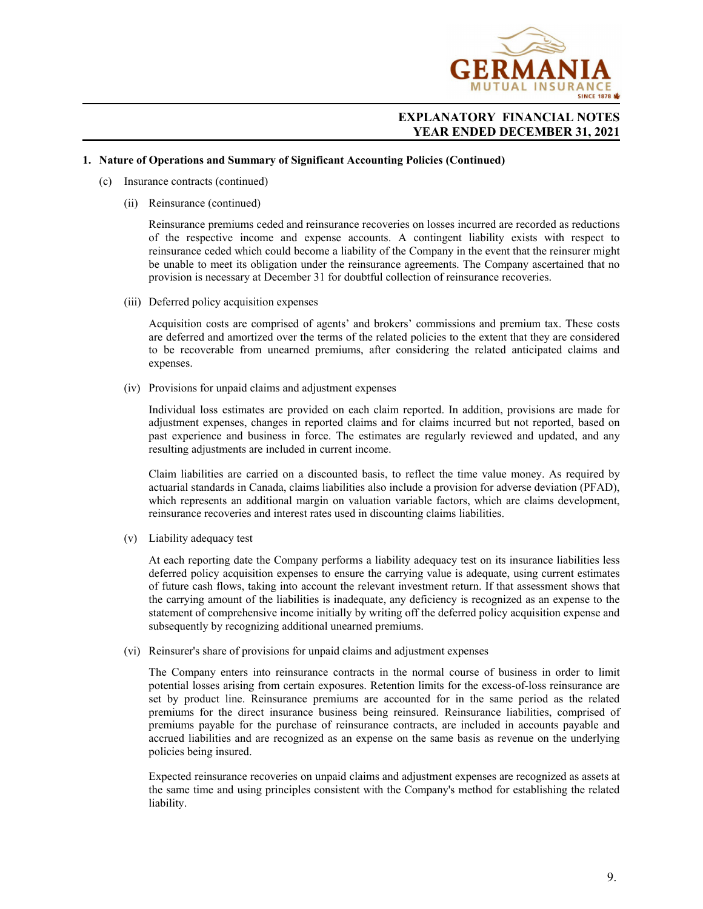**EXPLANATORY FINANCIAL NOTES**
**YEAR ENDED DECEMBER 31, 2021**

**1. Nature of Operations and Summary of Significant Accounting Policies (Continued)**

(c) Insurance contracts (continued)

(ii) Reinsurance (continued)

Reinsurance premiums ceded and reinsurance recoveries on losses incurred are recorded as reductions of the respective income and expense accounts. A contingent liability exists with respect to reinsurance ceded which could become a liability of the Company in the event that the reinsurer might be unable to meet its obligation under the reinsurance agreements. The Company ascertained that no provision is necessary at December 31 for doubtful collection of reinsurance recoveries.

(iii) Deferred policy acquisition expenses

Acquisition costs are comprised of agents' and brokers' commissions and premium tax. These costs are deferred and amortized over the terms of the related policies to the extent that they are considered to be recoverable from unearned premiums, after considering the related anticipated claims and expenses.

(iv) Provisions for unpaid claims and adjustment expenses

Individual loss estimates are provided on each claim reported. In addition, provisions are made for adjustment expenses, changes in reported claims and for claims incurred but not reported, based on past experience and business in force. The estimates are regularly reviewed and updated, and any resulting adjustments are included in current income.

Claim liabilities are carried on a discounted basis, to reflect the time value money. As required by actuarial standards in Canada, claims liabilities also include a provision for adverse deviation (PFAD), which represents an additional margin on valuation variable factors, which are claims development, reinsurance recoveries and interest rates used in discounting claims liabilities.

(v) Liability adequacy test

At each reporting date the Company performs a liability adequacy test on its insurance liabilities less deferred policy acquisition expenses to ensure the carrying value is adequate, using current estimates of future cash flows, taking into account the relevant investment return. If that assessment shows that the carrying amount of the liabilities is inadequate, any deficiency is recognized as an expense to the statement of comprehensive income initially by writing off the deferred policy acquisition expense and subsequently by recognizing additional unearned premiums.

(vi) Reinsurer's share of provisions for unpaid claims and adjustment expenses

The Company enters into reinsurance contracts in the normal course of business in order to limit potential losses arising from certain exposures. Retention limits for the excess-of-loss reinsurance are set by product line. Reinsurance premiums are accounted for in the same period as the related premiums for the direct insurance business being reinsured. Reinsurance liabilities, comprised of premiums payable for the purchase of reinsurance contracts, are included in accounts payable and accrued liabilities and are recognized as an expense on the same basis as revenue on the underlying policies being insured.

Expected reinsurance recoveries on unpaid claims and adjustment expenses are recognized as assets at the same time and using principles consistent with the Company's method for establishing the related liability.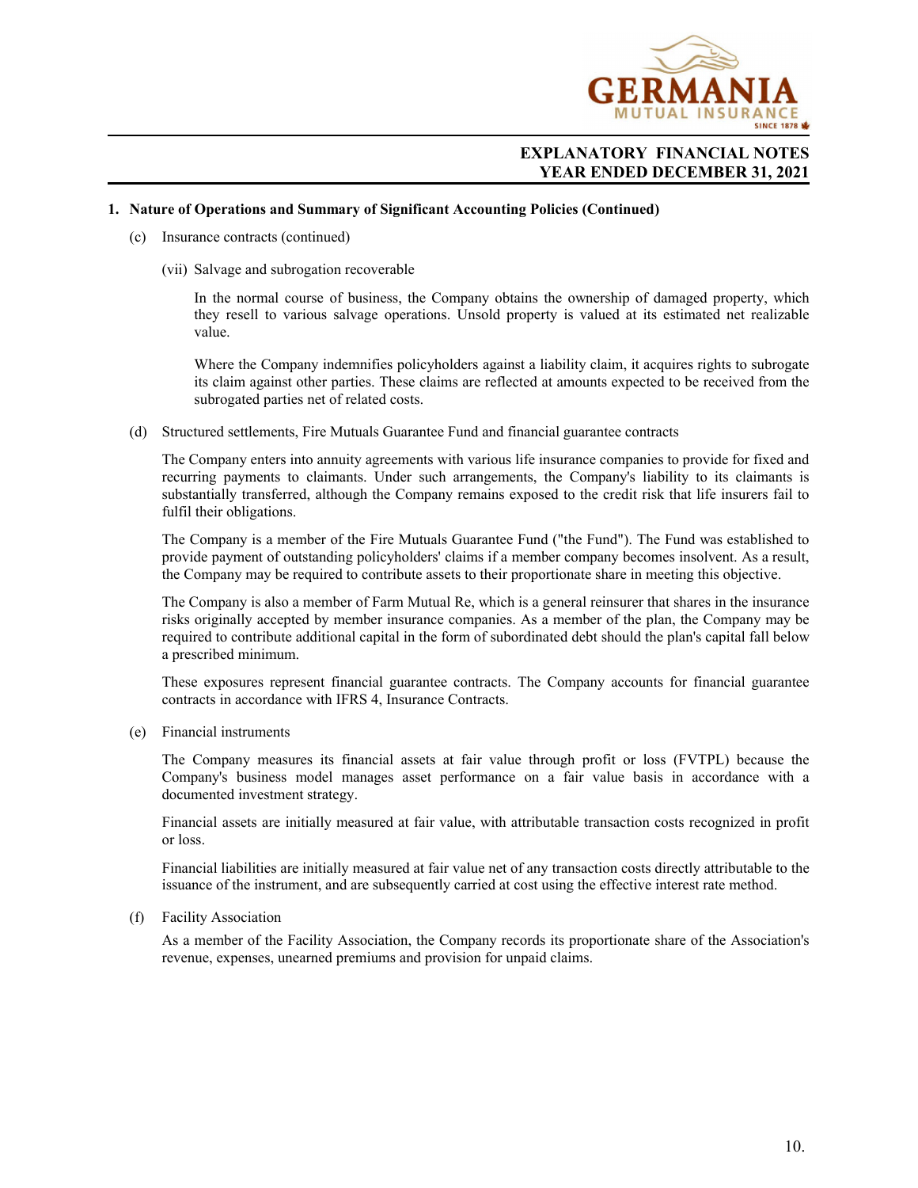## 1. Nature of Operations and Summary of Significant Accounting Policies (Continued)

(c) Insurance contracts (continued)

(vii) Salvage and subrogation recoverable

In the normal course of business, the Company obtains the ownership of damaged property, which they resell to various salvage operations. Unsold property is valued at its estimated net realizable value.

Where the Company indemnifies policyholders against a liability claim, it acquires rights to subrogate its claim against other parties. These claims are reflected at amounts expected to be received from the subrogated parties net of related costs.

(d) Structured settlements, Fire Mutuals Guarantee Fund and financial guarantee contracts

The Company enters into annuity agreements with various life insurance companies to provide for fixed and recurring payments to claimants. Under such arrangements, the Company's liability to its claimants is substantially transferred, although the Company remains exposed to the credit risk that life insurers fail to fulfil their obligations.

The Company is a member of the Fire Mutuals Guarantee Fund ("the Fund"). The Fund was established to provide payment of outstanding policyholders' claims if a member company becomes insolvent. As a result, the Company may be required to contribute assets to their proportionate share in meeting this objective.

The Company is also a member of Farm Mutual Re, which is a general reinsurer that shares in the insurance risks originally accepted by member insurance companies. As a member of the plan, the Company may be required to contribute additional capital in the form of subordinated debt should the plan's capital fall below a prescribed minimum.

These exposures represent financial guarantee contracts. The Company accounts for financial guarantee contracts in accordance with IFRS 4, Insurance Contracts.

(e) Financial instruments

The Company measures its financial assets at fair value through profit or loss (FVTPL) because the Company's business model manages asset performance on a fair value basis in accordance with a documented investment strategy.

Financial assets are initially measured at fair value, with attributable transaction costs recognized in profit or loss.

Financial liabilities are initially measured at fair value net of any transaction costs directly attributable to the issuance of the instrument, and are subsequently carried at cost using the effective interest rate method.

(f) Facility Association

As a member of the Facility Association, the Company records its proportionate share of the Association's revenue, expenses, unearned premiums and provision for unpaid claims.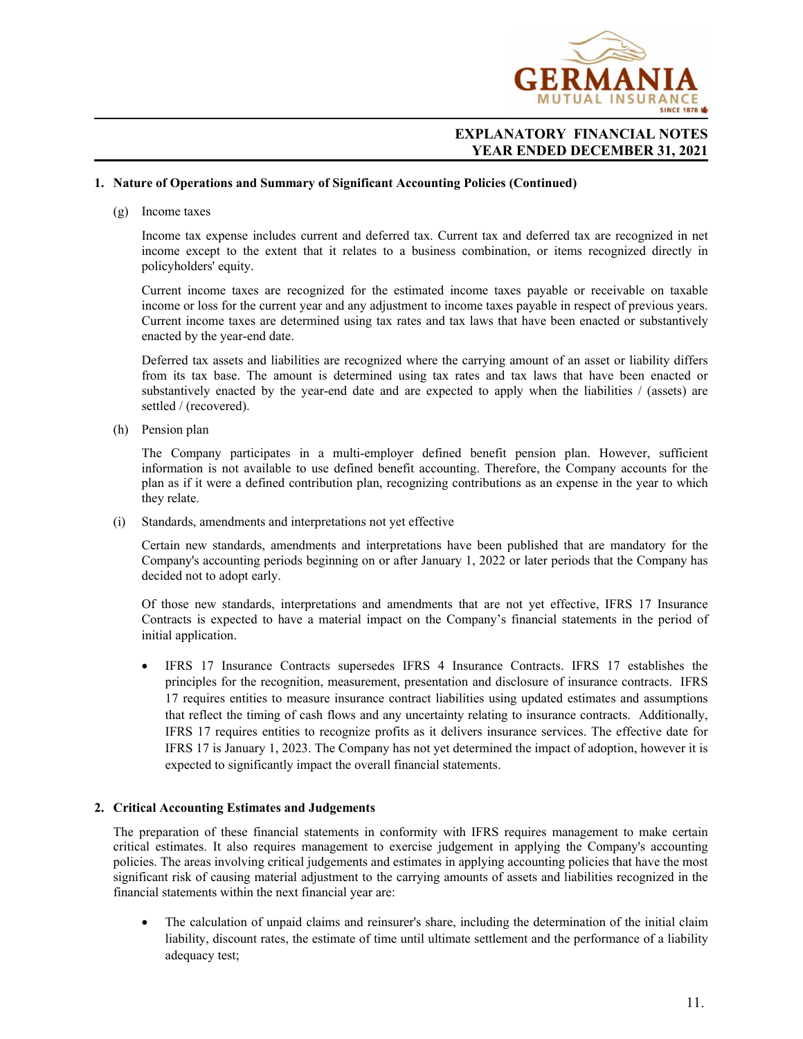# EXPLANATORY FINANCIAL NOTES
# YEAR ENDED DECEMBER 31, 2021

## 1. Nature of Operations and Summary of Significant Accounting Policies (Continued)

(g) Income taxes

Income tax expense includes current and deferred tax. Current tax and deferred tax are recognized in net income except to the extent that it relates to a business combination, or items recognized directly in policyholders' equity.

Current income taxes are recognized for the estimated income taxes payable or receivable on taxable income or loss for the current year and any adjustment to income taxes payable in respect of previous years. Current income taxes are determined using tax rates and tax laws that have been enacted or substantively enacted by the year-end date.

Deferred tax assets and liabilities are recognized where the carrying amount of an asset or liability differs from its tax base. The amount is determined using tax rates and tax laws that have been enacted or substantively enacted by the year-end date and are expected to apply when the liabilities / (assets) are settled / (recovered).

(h) Pension plan

The Company participates in a multi-employer defined benefit pension plan. However, sufficient information is not available to use defined benefit accounting. Therefore, the Company accounts for the plan as if it were a defined contribution plan, recognizing contributions as an expense in the year to which they relate.

(i) Standards, amendments and interpretations not yet effective

Certain new standards, amendments and interpretations have been published that are mandatory for the Company's accounting periods beginning on or after January 1, 2022 or later periods that the Company has decided not to adopt early.

Of those new standards, interpretations and amendments that are not yet effective, IFRS 17 Insurance Contracts is expected to have a material impact on the Company's financial statements in the period of initial application.

- IFRS 17 Insurance Contracts supersedes IFRS 4 Insurance Contracts. IFRS 17 establishes the principles for the recognition, measurement, presentation and disclosure of insurance contracts. IFRS 17 requires entities to measure insurance contract liabilities using updated estimates and assumptions that reflect the timing of cash flows and any uncertainty relating to insurance contracts. Additionally, IFRS 17 requires entities to recognize profits as it delivers insurance services. The effective date for IFRS 17 is January 1, 2023. The Company has not yet determined the impact of adoption, however it is expected to significantly impact the overall financial statements.

## 2. Critical Accounting Estimates and Judgements

The preparation of these financial statements in conformity with IFRS requires management to make certain critical estimates. It also requires management to exercise judgement in applying the Company's accounting policies. The areas involving critical judgements and estimates in applying accounting policies that have the most significant risk of causing material adjustment to the carrying amounts of assets and liabilities recognized in the financial statements within the next financial year are:

- The calculation of unpaid claims and reinsurer's share, including the determination of the initial claim liability, discount rates, the estimate of time until ultimate settlement and the performance of a liability adequacy test;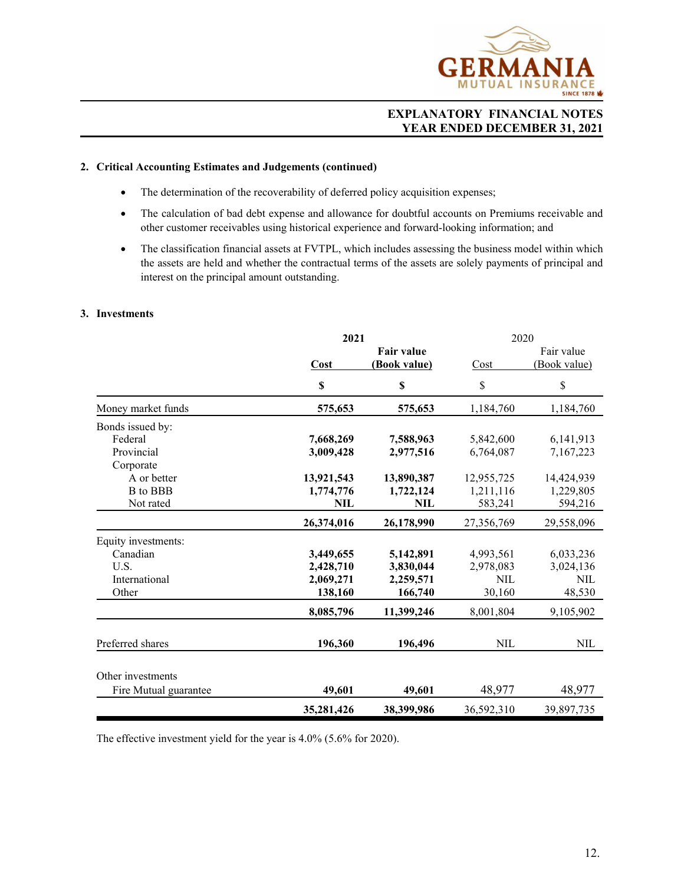## 2. Critical Accounting Estimates and Judgements (continued)

- The determination of the recoverability of deferred policy acquisition expenses;
- The calculation of bad debt expense and allowance for doubtful accounts on Premiums receivable and other customer receivables using historical experience and forward-looking information; and
- The classification financial assets at FVTPL, which includes assessing the business model within which the assets are held and whether the contractual terms of the assets are solely payments of principal and interest on the principal amount outstanding.

## 3. Investments

| | **2021** | | 2020 | |
|---|---|---|---|---|
| | **Cost** | **Fair value (Book value)** | Cost | Fair value (Book value) |
| | **$** | **$** | $ | $ |
| Money market funds | **575,653** | **575,653** | 1,184,760 | 1,184,760 |
| Bonds issued by: | | | | |
| Federal | **7,668,269** | **7,588,963** | 5,842,600 | 6,141,913 |
| Provincial | **3,009,428** | **2,977,516** | 6,764,087 | 7,167,223 |
| Corporate | | | | |
| A or better | **13,921,543** | **13,890,387** | 12,955,725 | 14,424,939 |
| B to BBB | **1,774,776** | **1,722,124** | 1,211,116 | 1,229,805 |
| Not rated | **NIL** | **NIL** | 583,241 | 594,216 |
| | **26,374,016** | **26,178,990** | 27,356,769 | 29,558,096 |
| Equity investments: | | | | |
| Canadian | **3,449,655** | **5,142,891** | 4,993,561 | 6,033,236 |
| U.S. | **2,428,710** | **3,830,044** | 2,978,083 | 3,024,136 |
| International | **2,069,271** | **2,259,571** | NIL | NIL |
| Other | **138,160** | **166,740** | 30,160 | 48,530 |
| | **8,085,796** | **11,399,246** | 8,001,804 | 9,105,902 |
| Preferred shares | **196,360** | **196,496** | NIL | NIL |
| Other investments | | | | |
| Fire Mutual guarantee | **49,601** | **49,601** | 48,977 | 48,977 |
| | **35,281,426** | **38,399,986** | 36,592,310 | 39,897,735 |

The effective investment yield for the year is 4.0% (5.6% for 2020).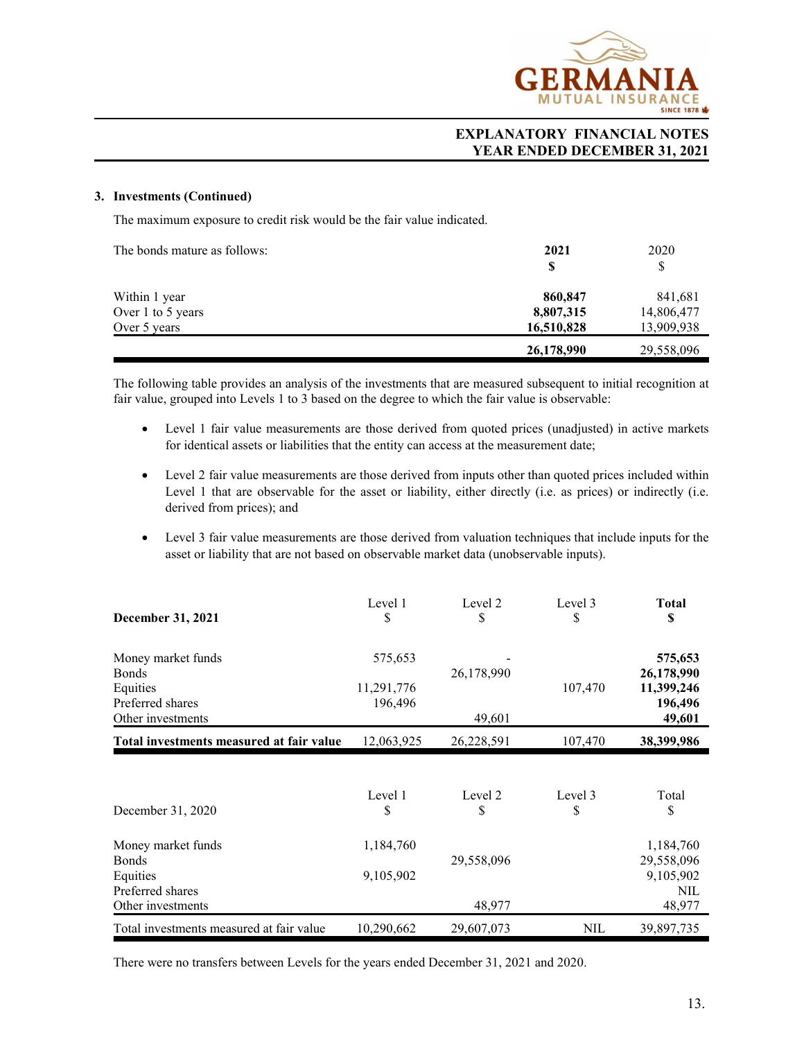### 3. Investments (Continued)

The maximum exposure to credit risk would be the fair value indicated.

| The bonds mature as follows: | **2021** **$** | 2020 $ |
|---|---|---|
| Within 1 year | **860,847** | 841,681 |
| Over 1 to 5 years | **8,807,315** | 14,806,477 |
| Over 5 years | **16,510,828** | 13,909,938 |
| | **26,178,990** | 29,558,096 |

The following table provides an analysis of the investments that are measured subsequent to initial recognition at fair value, grouped into Levels 1 to 3 based on the degree to which the fair value is observable:

- Level 1 fair value measurements are those derived from quoted prices (unadjusted) in active markets for identical assets or liabilities that the entity can access at the measurement date;
- Level 2 fair value measurements are those derived from inputs other than quoted prices included within Level 1 that are observable for the asset or liability, either directly (i.e. as prices) or indirectly (i.e. derived from prices); and
- Level 3 fair value measurements are those derived from valuation techniques that include inputs for the asset or liability that are not based on observable market data (unobservable inputs).

| **December 31, 2021** | Level 1 $ | Level 2 $ | Level 3 $ | **Total** **$** |
|---|---|---|---|---|
| Money market funds | 575,653 | - | | **575,653** |
| Bonds | | 26,178,990 | | **26,178,990** |
| Equities | 11,291,776 | | 107,470 | **11,399,246** |
| Preferred shares | 196,496 | | | **196,496** |
| Other investments | | 49,601 | | **49,601** |
| **Total investments measured at fair value** | 12,063,925 | 26,228,591 | 107,470 | **38,399,986** |

| December 31, 2020 | Level 1 $ | Level 2 $ | Level 3 $ | Total $ |
|---|---|---|---|---|
| Money market funds | 1,184,760 | | | 1,184,760 |
| Bonds | | 29,558,096 | | 29,558,096 |
| Equities | 9,105,902 | | | 9,105,902 |
| Preferred shares | | | | NIL |
| Other investments | | 48,977 | | 48,977 |
| Total investments measured at fair value | 10,290,662 | 29,607,073 | NIL | 39,897,735 |

There were no transfers between Levels for the years ended December 31, 2021 and 2020.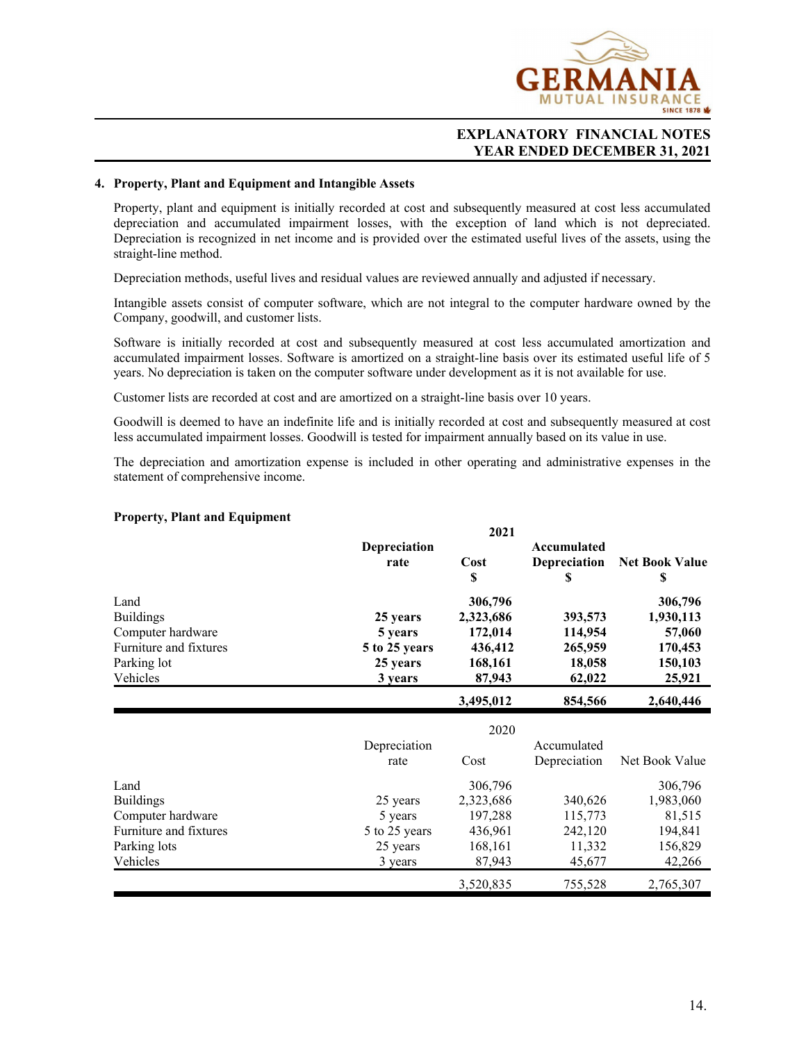## 4. Property, Plant and Equipment and Intangible Assets

Property, plant and equipment is initially recorded at cost and subsequently measured at cost less accumulated depreciation and accumulated impairment losses, with the exception of land which is not depreciated. Depreciation is recognized in net income and is provided over the estimated useful lives of the assets, using the straight-line method.

Depreciation methods, useful lives and residual values are reviewed annually and adjusted if necessary.

Intangible assets consist of computer software, which are not integral to the computer hardware owned by the Company, goodwill, and customer lists.

Software is initially recorded at cost and subsequently measured at cost less accumulated amortization and accumulated impairment losses. Software is amortized on a straight-line basis over its estimated useful life of 5 years. No depreciation is taken on the computer software under development as it is not available for use.

Customer lists are recorded at cost and are amortized on a straight-line basis over 10 years.

Goodwill is deemed to have an indefinite life and is initially recorded at cost and subsequently measured at cost less accumulated impairment losses. Goodwill is tested for impairment annually based on its value in use.

The depreciation and amortization expense is included in other operating and administrative expenses in the statement of comprehensive income.

### Property, Plant and Equipment

| | **2021** | | | |
|---|---|---|---|---|
| | **Depreciation rate** | **Cost $** | **Accumulated Depreciation $** | **Net Book Value $** |
| Land | | **306,796** | | **306,796** |
| Buildings | **25 years** | **2,323,686** | **393,573** | **1,930,113** |
| Computer hardware | **5 years** | **172,014** | **114,954** | **57,060** |
| Furniture and fixtures | **5 to 25 years** | **436,412** | **265,959** | **170,453** |
| Parking lot | **25 years** | **168,161** | **18,058** | **150,103** |
| Vehicles | **3 years** | **87,943** | **62,022** | **25,921** |
| | | **3,495,012** | **854,566** | **2,640,446** |

| | 2020 | | | |
|---|---|---|---|---|
| | Depreciation rate | Cost | Accumulated Depreciation | Net Book Value |
| Land | | 306,796 | | 306,796 |
| Buildings | 25 years | 2,323,686 | 340,626 | 1,983,060 |
| Computer hardware | 5 years | 197,288 | 115,773 | 81,515 |
| Furniture and fixtures | 5 to 25 years | 436,961 | 242,120 | 194,841 |
| Parking lots | 25 years | 168,161 | 11,332 | 156,829 |
| Vehicles | 3 years | 87,943 | 45,677 | 42,266 |
| | | 3,520,835 | 755,528 | 2,765,307 |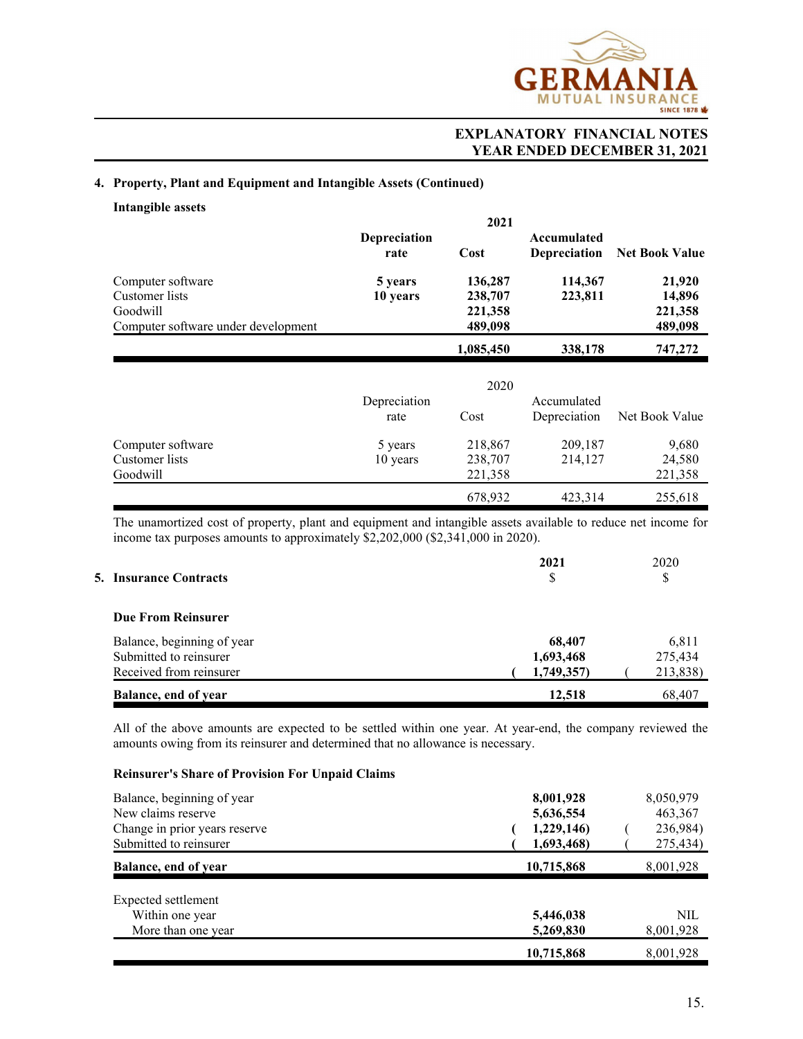## 4. Property, Plant and Equipment and Intangible Assets (Continued)

### Intangible assets

| | 2021 | | | |
|---|---|---|---|---|
| | **Depreciation rate** | **Cost** | **Accumulated Depreciation** | **Net Book Value** |
| Computer software | **5 years** | **136,287** | **114,367** | **21,920** |
| Customer lists | **10 years** | **238,707** | **223,811** | **14,896** |
| Goodwill | | **221,358** | | **221,358** |
| Computer software under development | | **489,098** | | **489,098** |
| | | **1,085,450** | **338,178** | **747,272** |

| | 2020 | | | |
|---|---|---|---|---|
| | Depreciation rate | Cost | Accumulated Depreciation | Net Book Value |
| Computer software | 5 years | 218,867 | 209,187 | 9,680 |
| Customer lists | 10 years | 238,707 | 214,127 | 24,580 |
| Goodwill | | 221,358 | | 221,358 |
| | | 678,932 | 423,314 | 255,618 |

The unamortized cost of property, plant and equipment and intangible assets available to reduce net income for income tax purposes amounts to approximately $2,202,000 ($2,341,000 in 2020).

## 5. Insurance Contracts

| | **2021** $ | 2020 $ |
|---|---|---|
| **Due From Reinsurer** | | |
| Balance, beginning of year | **68,407** | 6,811 |
| Submitted to reinsurer | **1,693,468** | 275,434 |
| Received from reinsurer | **(1,749,357)** | (213,838) |
| **Balance, end of year** | **12,518** | 68,407 |

All of the above amounts are expected to be settled within one year. At year-end, the company reviewed the amounts owing from its reinsurer and determined that no allowance is necessary.

### Reinsurer's Share of Provision For Unpaid Claims

| | **2021** | 2020 |
|---|---|---|
| Balance, beginning of year | **8,001,928** | 8,050,979 |
| New claims reserve | **5,636,554** | 463,367 |
| Change in prior years reserve | **(1,229,146)** | (236,984) |
| Submitted to reinsurer | **(1,693,468)** | (275,434) |
| **Balance, end of year** | **10,715,868** | 8,001,928 |
| Expected settlement | | |
| Within one year | **5,446,038** | NIL |
| More than one year | **5,269,830** | 8,001,928 |
| | **10,715,868** | 8,001,928 |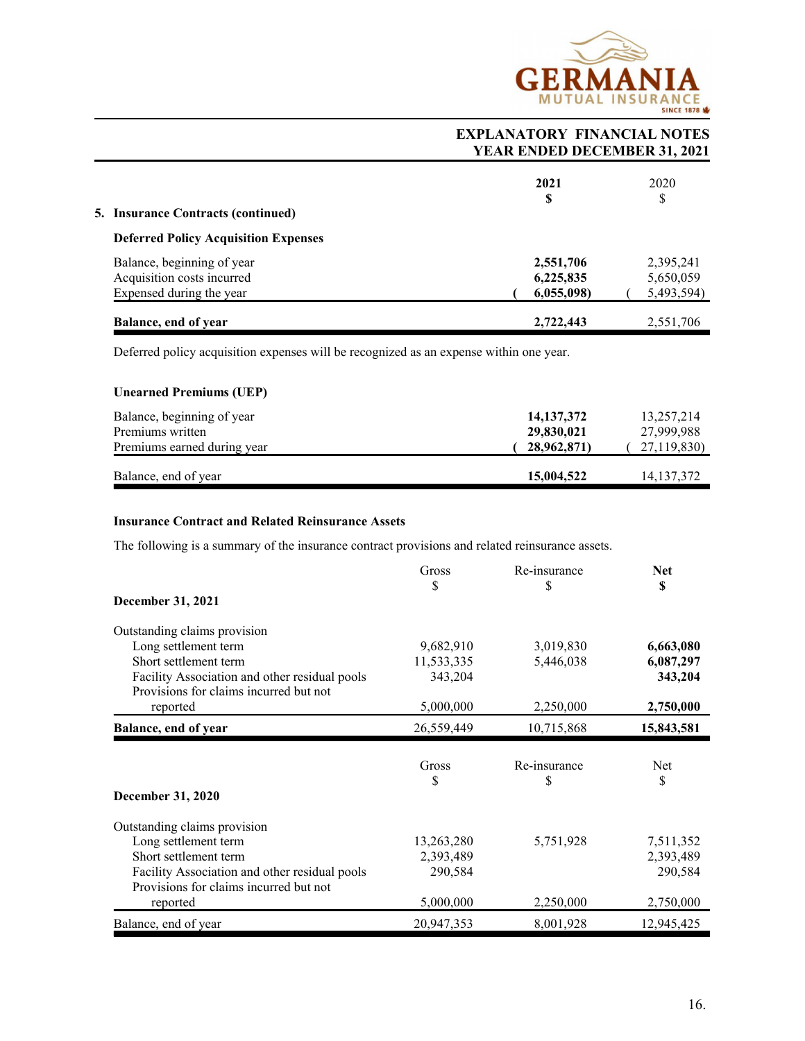# EXPLANATORY FINANCIAL NOTES
## YEAR ENDED DECEMBER 31, 2021

## 5. Insurance Contracts (continued)

### Deferred Policy Acquisition Expenses

| | **2021 $** | 2020 $ |
|---|---|---|
| Balance, beginning of year | **2,551,706** | 2,395,241 |
| Acquisition costs incurred | **6,225,835** | 5,650,059 |
| Expensed during the year | **(6,055,098)** | (5,493,594) |
| **Balance, end of year** | **2,722,443** | 2,551,706 |

Deferred policy acquisition expenses will be recognized as an expense within one year.

### Unearned Premiums (UEP)

| | **2021 $** | 2020 $ |
|---|---|---|
| Balance, beginning of year | **14,137,372** | 13,257,214 |
| Premiums written | **29,830,021** | 27,999,988 |
| Premiums earned during year | **(28,962,871)** | (27,119,830) |
| Balance, end of year | **15,004,522** | 14,137,372 |

### Insurance Contract and Related Reinsurance Assets

The following is a summary of the insurance contract provisions and related reinsurance assets.

| **December 31, 2021** | Gross $ | Re-insurance $ | **Net $** |
|---|---|---|---|
| Outstanding claims provision | | | |
| Long settlement term | 9,682,910 | 3,019,830 | **6,663,080** |
| Short settlement term | 11,533,335 | 5,446,038 | **6,087,297** |
| Facility Association and other residual pools | 343,204 | | **343,204** |
| Provisions for claims incurred but not reported | 5,000,000 | 2,250,000 | **2,750,000** |
| **Balance, end of year** | 26,559,449 | 10,715,868 | **15,843,581** |

| **December 31, 2020** | Gross $ | Re-insurance $ | Net $ |
|---|---|---|---|
| Outstanding claims provision | | | |
| Long settlement term | 13,263,280 | 5,751,928 | 7,511,352 |
| Short settlement term | 2,393,489 | | 2,393,489 |
| Facility Association and other residual pools | 290,584 | | 290,584 |
| Provisions for claims incurred but not reported | 5,000,000 | 2,250,000 | 2,750,000 |
| Balance, end of year | 20,947,353 | 8,001,928 | 12,945,425 |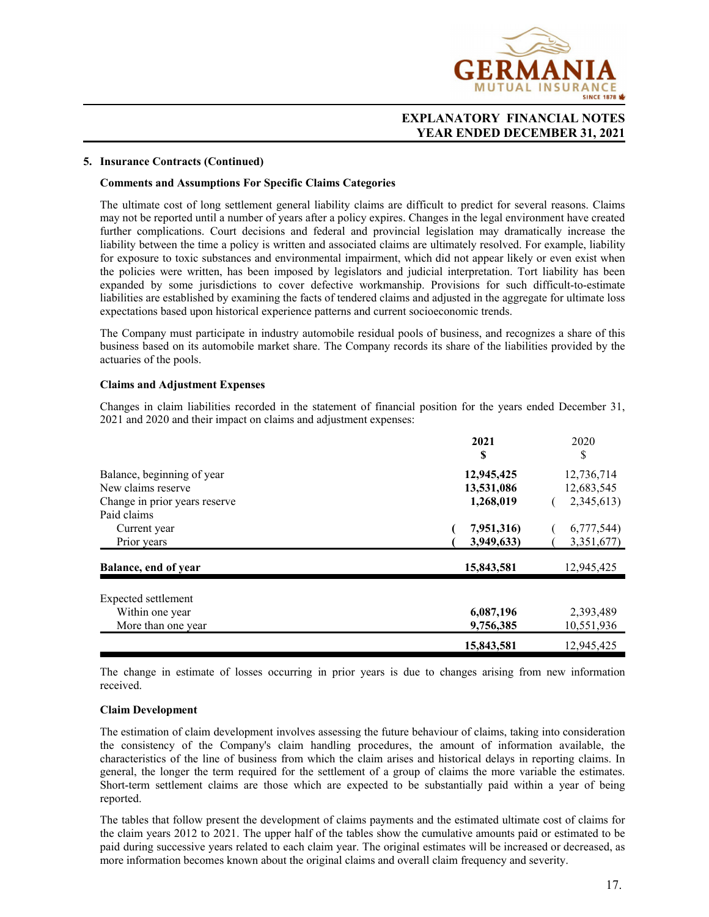## 5. Insurance Contracts (Continued)

### Comments and Assumptions For Specific Claims Categories

The ultimate cost of long settlement general liability claims are difficult to predict for several reasons. Claims may not be reported until a number of years after a policy expires. Changes in the legal environment have created further complications. Court decisions and federal and provincial legislation may dramatically increase the liability between the time a policy is written and associated claims are ultimately resolved. For example, liability for exposure to toxic substances and environmental impairment, which did not appear likely or even exist when the policies were written, has been imposed by legislators and judicial interpretation. Tort liability has been expanded by some jurisdictions to cover defective workmanship. Provisions for such difficult-to-estimate liabilities are established by examining the facts of tendered claims and adjusted in the aggregate for ultimate loss expectations based upon historical experience patterns and current socioeconomic trends.

The Company must participate in industry automobile residual pools of business, and recognizes a share of this business based on its automobile market share. The Company records its share of the liabilities provided by the actuaries of the pools.

### Claims and Adjustment Expenses

Changes in claim liabilities recorded in the statement of financial position for the years ended December 31, 2021 and 2020 and their impact on claims and adjustment expenses:

| | **2021** | 2020 |
|---|---|---|
| | **$** | $ |
| Balance, beginning of year | **12,945,425** | 12,736,714 |
| New claims reserve | **13,531,086** | 12,683,545 |
| Change in prior years reserve | **1,268,019** | (2,345,613) |
| Paid claims | | |
| Current year | **(7,951,316)** | (6,777,544) |
| Prior years | **(3,949,633)** | (3,351,677) |
| **Balance, end of year** | **15,843,581** | 12,945,425 |
| Expected settlement | | |
| Within one year | **6,087,196** | 2,393,489 |
| More than one year | **9,756,385** | 10,551,936 |
| | **15,843,581** | 12,945,425 |

The change in estimate of losses occurring in prior years is due to changes arising from new information received.

### Claim Development

The estimation of claim development involves assessing the future behaviour of claims, taking into consideration the consistency of the Company's claim handling procedures, the amount of information available, the characteristics of the line of business from which the claim arises and historical delays in reporting claims. In general, the longer the term required for the settlement of a group of claims the more variable the estimates. Short-term settlement claims are those which are expected to be substantially paid within a year of being reported.

The tables that follow present the development of claims payments and the estimated ultimate cost of claims for the claim years 2012 to 2021. The upper half of the tables show the cumulative amounts paid or estimated to be paid during successive years related to each claim year. The original estimates will be increased or decreased, as more information becomes known about the original claims and overall claim frequency and severity.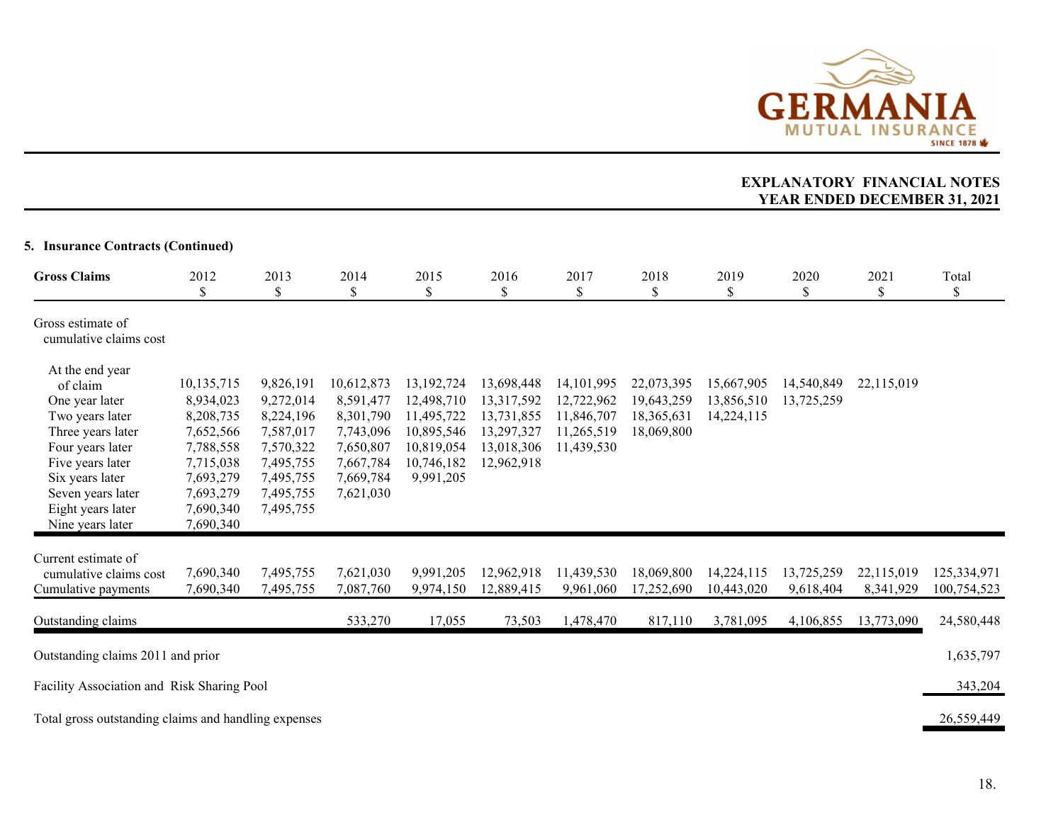# EXPLANATORY FINANCIAL NOTES
## YEAR ENDED DECEMBER 31, 2021

### 5. Insurance Contracts (Continued)

| Gross Claims | 2012<br>$ | 2013<br>$ | 2014<br>$ | 2015<br>$ | 2016<br>$ | 2017<br>$ | 2018<br>$ | 2019<br>$ | 2020<br>$ | 2021<br>$ | Total<br>$ |
|---|---|---|---|---|---|---|---|---|---|---|---|
| Gross estimate of cumulative claims cost | | | | | | | | | | | |
| At the end year of claim | 10,135,715 | 9,826,191 | 10,612,873 | 13,192,724 | 13,698,448 | 14,101,995 | 22,073,395 | 15,667,905 | 14,540,849 | 22,115,019 | |
| One year later | 8,934,023 | 9,272,014 | 8,591,477 | 12,498,710 | 13,317,592 | 12,722,962 | 19,643,259 | 13,856,510 | 13,725,259 | | |
| Two years later | 8,208,735 | 8,224,196 | 8,301,790 | 11,495,722 | 13,731,855 | 11,846,707 | 18,365,631 | 14,224,115 | | | |
| Three years later | 7,652,566 | 7,587,017 | 7,743,096 | 10,895,546 | 13,297,327 | 11,265,519 | 18,069,800 | | | | |
| Four years later | 7,788,558 | 7,570,322 | 7,650,807 | 10,819,054 | 13,018,306 | 11,439,530 | | | | | |
| Five years later | 7,715,038 | 7,495,755 | 7,667,784 | 10,746,182 | 12,962,918 | | | | | | |
| Six years later | 7,693,279 | 7,495,755 | 7,669,784 | 9,991,205 | | | | | | | |
| Seven years later | 7,693,279 | 7,495,755 | 7,621,030 | | | | | | | | |
| Eight years later | 7,690,340 | 7,495,755 | | | | | | | | | |
| Nine years later | 7,690,340 | | | | | | | | | | |
| Current estimate of cumulative claims cost | 7,690,340 | 7,495,755 | 7,621,030 | 9,991,205 | 12,962,918 | 11,439,530 | 18,069,800 | 14,224,115 | 13,725,259 | 22,115,019 | 125,334,971 |
| Cumulative payments | 7,690,340 | 7,495,755 | 7,087,760 | 9,974,150 | 12,889,415 | 9,961,060 | 17,252,690 | 10,443,020 | 9,618,404 | 8,341,929 | 100,754,523 |
| Outstanding claims | | | 533,270 | 17,055 | 73,503 | 1,478,470 | 817,110 | 3,781,095 | 4,106,855 | 13,773,090 | 24,580,448 |
| Outstanding claims 2011 and prior | | | | | | | | | | | 1,635,797 |
| Facility Association and Risk Sharing Pool | | | | | | | | | | | 343,204 |
| Total gross outstanding claims and handling expenses | | | | | | | | | | | 26,559,449 |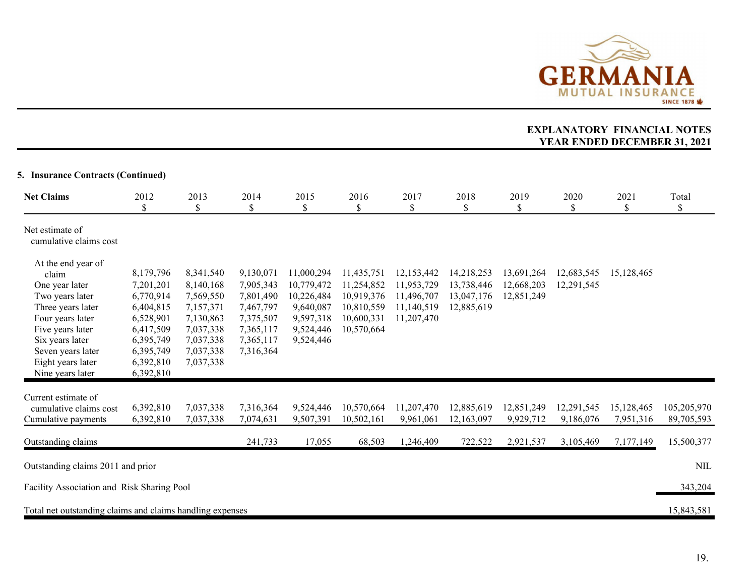## 5. Insurance Contracts (Continued)

| Net Claims | 2012<br>$ | 2013<br>$ | 2014<br>$ | 2015<br>$ | 2016<br>$ | 2017<br>$ | 2018<br>$ | 2019<br>$ | 2020<br>$ | 2021<br>$ | Total<br>$ |
|---|---|---|---|---|---|---|---|---|---|---|---|
| Net estimate of cumulative claims cost | | | | | | | | | | | |
| At the end year of claim | 8,179,796 | 8,341,540 | 9,130,071 | 11,000,294 | 11,435,751 | 12,153,442 | 14,218,253 | 13,691,264 | 12,683,545 | 15,128,465 | |
| One year later | 7,201,201 | 8,140,168 | 7,905,343 | 10,779,472 | 11,254,852 | 11,953,729 | 13,738,446 | 12,668,203 | 12,291,545 | | |
| Two years later | 6,770,914 | 7,569,550 | 7,801,490 | 10,226,484 | 10,919,376 | 11,496,707 | 13,047,176 | 12,851,249 | | | |
| Three years later | 6,404,815 | 7,157,371 | 7,467,797 | 9,640,087 | 10,810,559 | 11,140,519 | 12,885,619 | | | | |
| Four years later | 6,528,901 | 7,130,863 | 7,375,507 | 9,597,318 | 10,600,331 | 11,207,470 | | | | | |
| Five years later | 6,417,509 | 7,037,338 | 7,365,117 | 9,524,446 | 10,570,664 | | | | | | |
| Six years later | 6,395,749 | 7,037,338 | 7,365,117 | 9,524,446 | | | | | | | |
| Seven years later | 6,395,749 | 7,037,338 | 7,316,364 | | | | | | | | |
| Eight years later | 6,392,810 | 7,037,338 | | | | | | | | | |
| Nine years later | 6,392,810 | | | | | | | | | | |
| Current estimate of cumulative claims cost | 6,392,810 | 7,037,338 | 7,316,364 | 9,524,446 | 10,570,664 | 11,207,470 | 12,885,619 | 12,851,249 | 12,291,545 | 15,128,465 | 105,205,970 |
| Cumulative payments | 6,392,810 | 7,037,338 | 7,074,631 | 9,507,391 | 10,502,161 | 9,961,061 | 12,163,097 | 9,929,712 | 9,186,076 | 7,951,316 | 89,705,593 |
| Outstanding claims | | | 241,733 | 17,055 | 68,503 | 1,246,409 | 722,522 | 2,921,537 | 3,105,469 | 7,177,149 | 15,500,377 |
| Outstanding claims 2011 and prior | | | | | | | | | | | NIL |
| Facility Association and Risk Sharing Pool | | | | | | | | | | | 343,204 |
| Total net outstanding claims and claims handling expenses | | | | | | | | | | | 15,843,581 |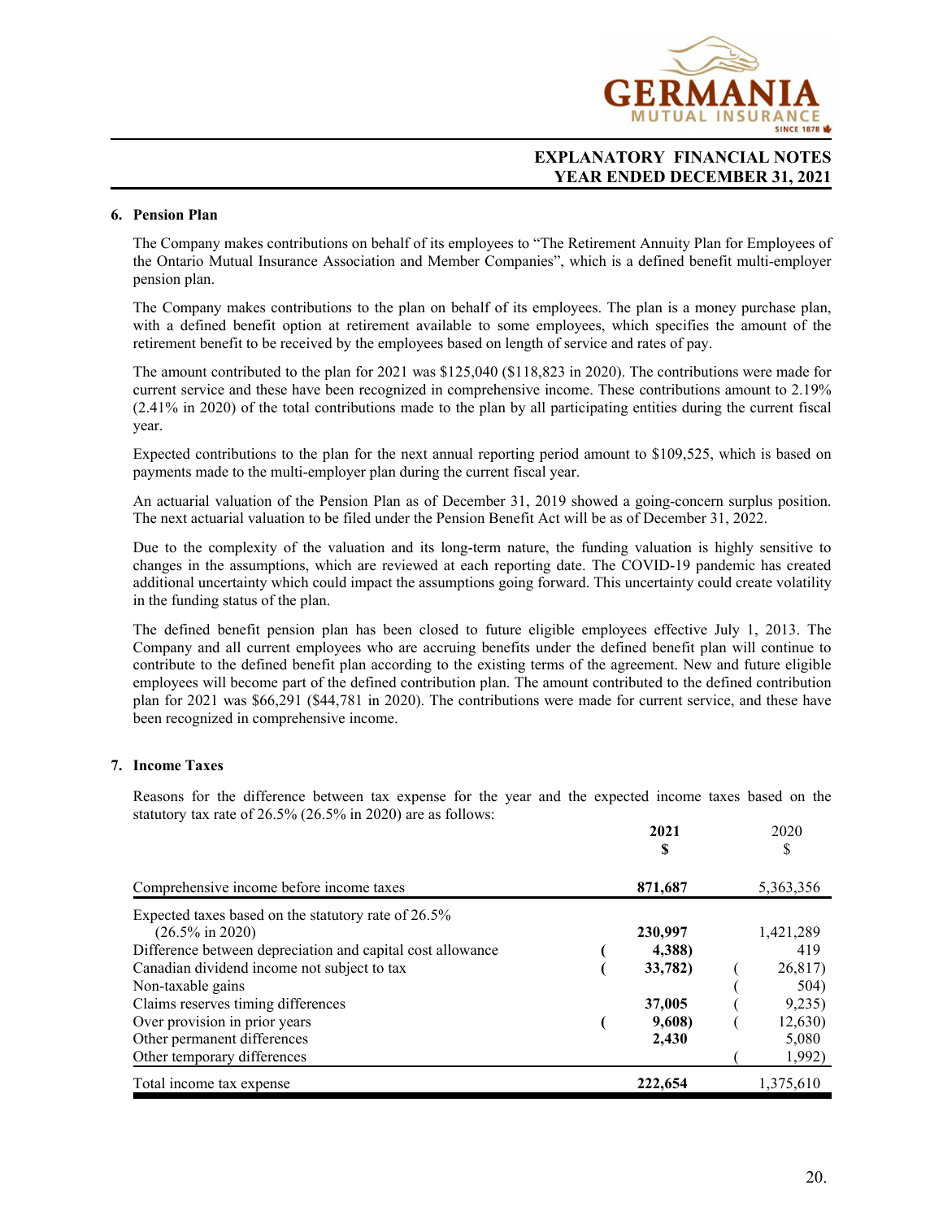## 6. Pension Plan

The Company makes contributions on behalf of its employees to "The Retirement Annuity Plan for Employees of the Ontario Mutual Insurance Association and Member Companies", which is a defined benefit multi-employer pension plan.

The Company makes contributions to the plan on behalf of its employees. The plan is a money purchase plan, with a defined benefit option at retirement available to some employees, which specifies the amount of the retirement benefit to be received by the employees based on length of service and rates of pay.

The amount contributed to the plan for 2021 was $125,040 ($118,823 in 2020). The contributions were made for current service and these have been recognized in comprehensive income. These contributions amount to 2.19% (2.41% in 2020) of the total contributions made to the plan by all participating entities during the current fiscal year.

Expected contributions to the plan for the next annual reporting period amount to $109,525, which is based on payments made to the multi-employer plan during the current fiscal year.

An actuarial valuation of the Pension Plan as of December 31, 2019 showed a going-concern surplus position. The next actuarial valuation to be filed under the Pension Benefit Act will be as of December 31, 2022.

Due to the complexity of the valuation and its long-term nature, the funding valuation is highly sensitive to changes in the assumptions, which are reviewed at each reporting date. The COVID-19 pandemic has created additional uncertainty which could impact the assumptions going forward. This uncertainty could create volatility in the funding status of the plan.

The defined benefit pension plan has been closed to future eligible employees effective July 1, 2013. The Company and all current employees who are accruing benefits under the defined benefit plan will continue to contribute to the defined benefit plan according to the existing terms of the agreement. New and future eligible employees will become part of the defined contribution plan. The amount contributed to the defined contribution plan for 2021 was $66,291 ($44,781 in 2020). The contributions were made for current service, and these have been recognized in comprehensive income.

## 7. Income Taxes

Reasons for the difference between tax expense for the year and the expected income taxes based on the statutory tax rate of 26.5% (26.5% in 2020) are as follows:

| | **2021** **$** | 2020 $ |
|---|---|---|
| Comprehensive income before income taxes | **871,687** | 5,363,356 |
| Expected taxes based on the statutory rate of 26.5% (26.5% in 2020) | **230,997** | 1,421,289 |
| Difference between depreciation and capital cost allowance | **(4,388)** | 419 |
| Canadian dividend income not subject to tax | **(33,782)** | (26,817) |
| Non-taxable gains | | (504) |
| Claims reserves timing differences | **37,005** | (9,235) |
| Over provision in prior years | **(9,608)** | (12,630) |
| Other permanent differences | **2,430** | 5,080 |
| Other temporary differences | | (1,992) |
| Total income tax expense | **222,654** | 1,375,610 |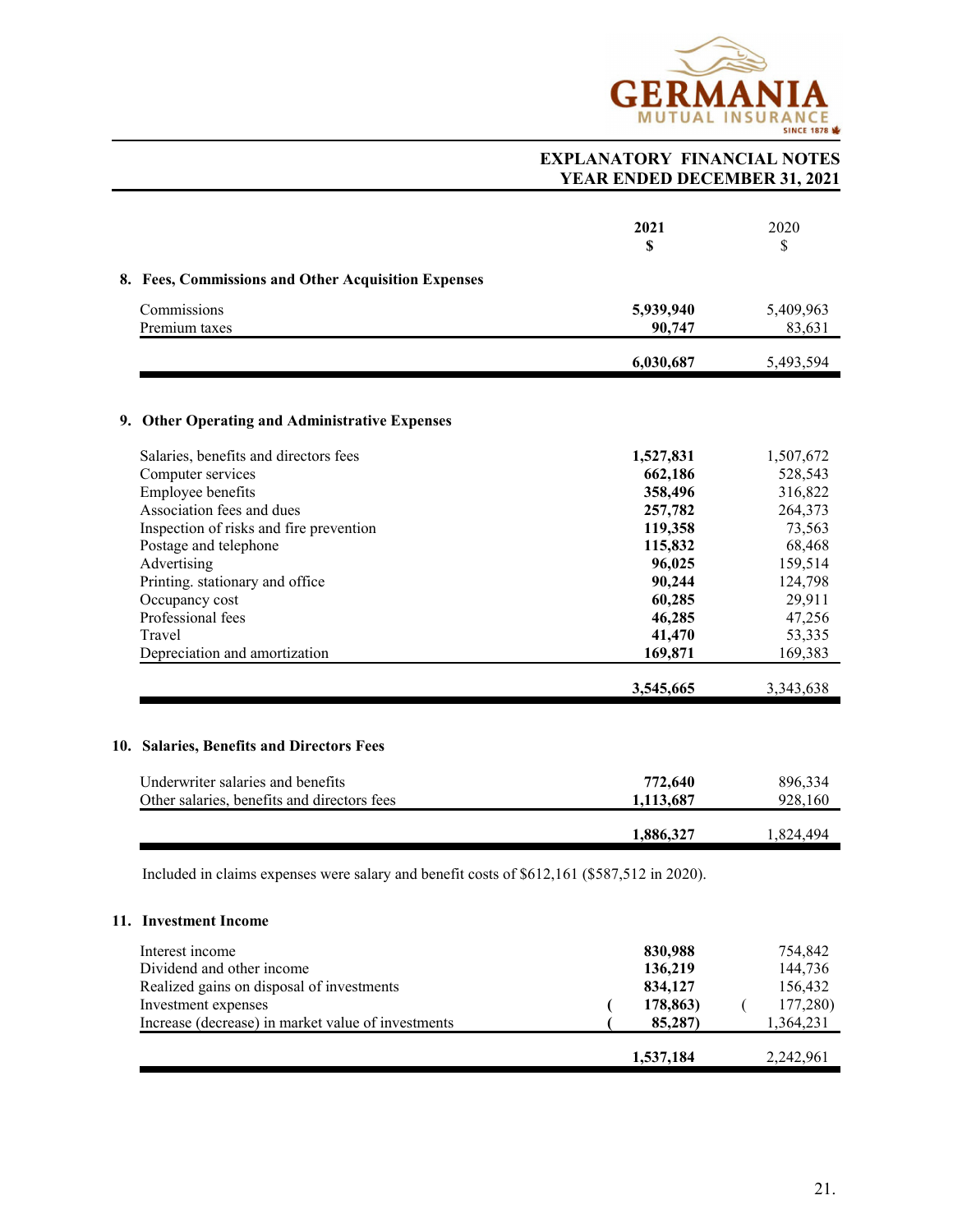## EXPLANATORY FINANCIAL NOTES
## YEAR ENDED DECEMBER 31, 2021

### 8. Fees, Commissions and Other Acquisition Expenses

| | 2021 $ | 2020 $ |
|---|---|---|
| Commissions | **5,939,940** | 5,409,963 |
| Premium taxes | **90,747** | 83,631 |
| | **6,030,687** | 5,493,594 |

### 9. Other Operating and Administrative Expenses

| | 2021 $ | 2020 $ |
|---|---|---|
| Salaries, benefits and directors fees | **1,527,831** | 1,507,672 |
| Computer services | **662,186** | 528,543 |
| Employee benefits | **358,496** | 316,822 |
| Association fees and dues | **257,782** | 264,373 |
| Inspection of risks and fire prevention | **119,358** | 73,563 |
| Postage and telephone | **115,832** | 68,468 |
| Advertising | **96,025** | 159,514 |
| Printing. stationary and office | **90,244** | 124,798 |
| Occupancy cost | **60,285** | 29,911 |
| Professional fees | **46,285** | 47,256 |
| Travel | **41,470** | 53,335 |
| Depreciation and amortization | **169,871** | 169,383 |
| | **3,545,665** | 3,343,638 |

### 10. Salaries, Benefits and Directors Fees

| | 2021 $ | 2020 $ |
|---|---|---|
| Underwriter salaries and benefits | **772,640** | 896,334 |
| Other salaries, benefits and directors fees | **1,113,687** | 928,160 |
| | **1,886,327** | 1,824,494 |

Included in claims expenses were salary and benefit costs of $612,161 ($587,512 in 2020).

### 11. Investment Income

| | 2021 $ | 2020 $ |
|---|---|---|
| Interest income | **830,988** | 754,842 |
| Dividend and other income | **136,219** | 144,736 |
| Realized gains on disposal of investments | **834,127** | 156,432 |
| Investment expenses | **(178,863)** | (177,280) |
| Increase (decrease) in market value of investments | **(85,287)** | 1,364,231 |
| | **1,537,184** | 2,242,961 |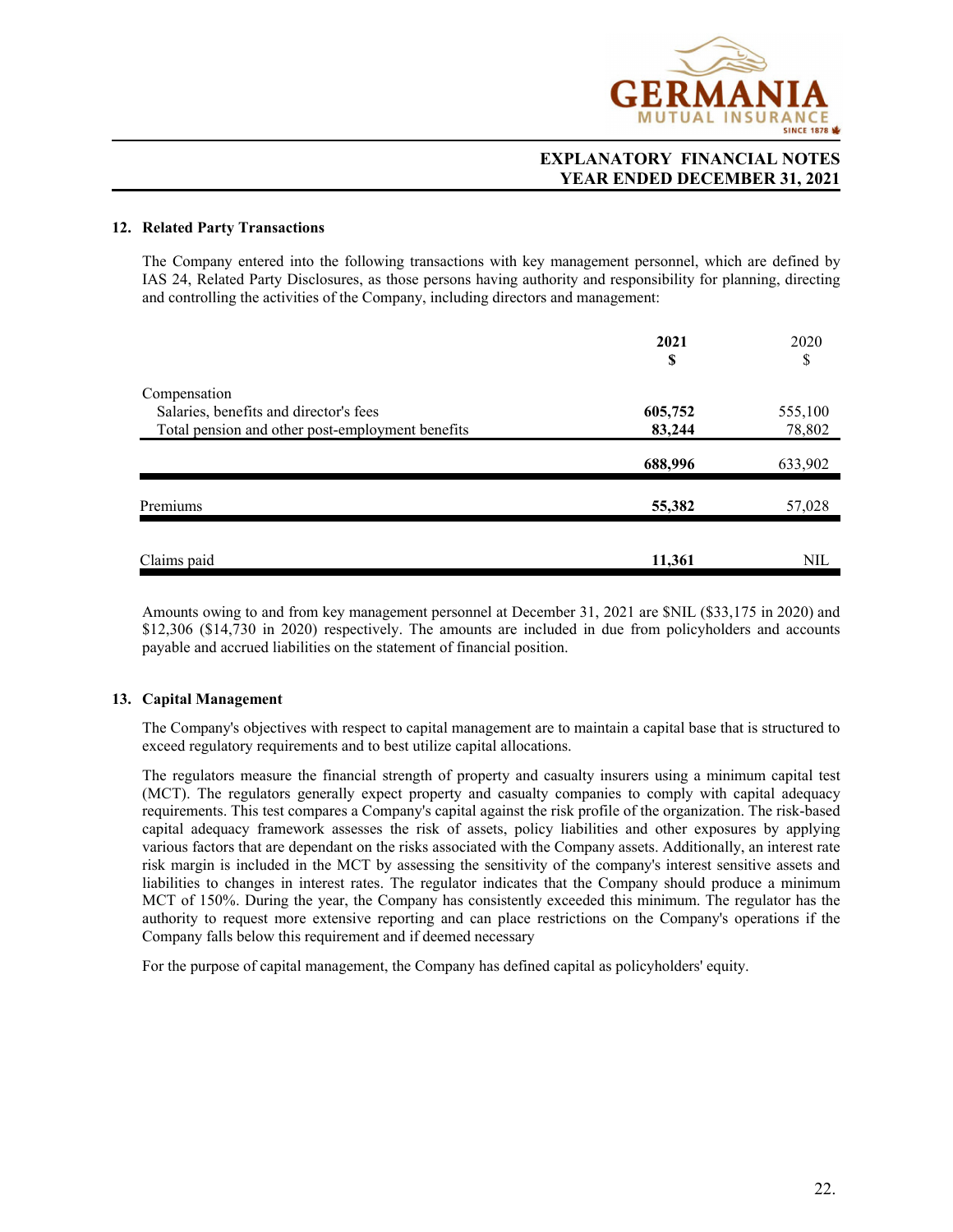### 12. Related Party Transactions

The Company entered into the following transactions with key management personnel, which are defined by IAS 24, Related Party Disclosures, as those persons having authority and responsibility for planning, directing and controlling the activities of the Company, including directors and management:

| | **2021** **$** | 2020 $ |
|---|---|---|
| Compensation | | |
| Salaries, benefits and director's fees | **605,752** | 555,100 |
| Total pension and other post-employment benefits | **83,244** | 78,802 |
| | **688,996** | 633,902 |
| Premiums | **55,382** | 57,028 |
| Claims paid | **11,361** | NIL |

Amounts owing to and from key management personnel at December 31, 2021 are $NIL ($33,175 in 2020) and $12,306 ($14,730 in 2020) respectively. The amounts are included in due from policyholders and accounts payable and accrued liabilities on the statement of financial position.

### 13. Capital Management

The Company's objectives with respect to capital management are to maintain a capital base that is structured to exceed regulatory requirements and to best utilize capital allocations.

The regulators measure the financial strength of property and casualty insurers using a minimum capital test (MCT). The regulators generally expect property and casualty companies to comply with capital adequacy requirements. This test compares a Company's capital against the risk profile of the organization. The risk-based capital adequacy framework assesses the risk of assets, policy liabilities and other exposures by applying various factors that are dependant on the risks associated with the Company assets. Additionally, an interest rate risk margin is included in the MCT by assessing the sensitivity of the company's interest sensitive assets and liabilities to changes in interest rates. The regulator indicates that the Company should produce a minimum MCT of 150%. During the year, the Company has consistently exceeded this minimum. The regulator has the authority to request more extensive reporting and can place restrictions on the Company's operations if the Company falls below this requirement and if deemed necessary

For the purpose of capital management, the Company has defined capital as policyholders' equity.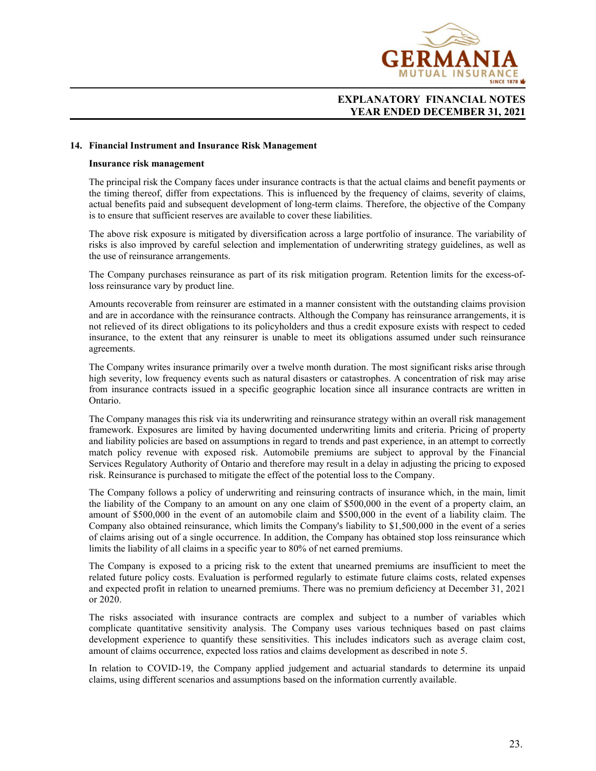## 14. Financial Instrument and Insurance Risk Management

### Insurance risk management

The principal risk the Company faces under insurance contracts is that the actual claims and benefit payments or the timing thereof, differ from expectations. This is influenced by the frequency of claims, severity of claims, actual benefits paid and subsequent development of long-term claims. Therefore, the objective of the Company is to ensure that sufficient reserves are available to cover these liabilities.

The above risk exposure is mitigated by diversification across a large portfolio of insurance. The variability of risks is also improved by careful selection and implementation of underwriting strategy guidelines, as well as the use of reinsurance arrangements.

The Company purchases reinsurance as part of its risk mitigation program. Retention limits for the excess-of-loss reinsurance vary by product line.

Amounts recoverable from reinsurer are estimated in a manner consistent with the outstanding claims provision and are in accordance with the reinsurance contracts. Although the Company has reinsurance arrangements, it is not relieved of its direct obligations to its policyholders and thus a credit exposure exists with respect to ceded insurance, to the extent that any reinsurer is unable to meet its obligations assumed under such reinsurance agreements.

The Company writes insurance primarily over a twelve month duration. The most significant risks arise through high severity, low frequency events such as natural disasters or catastrophes. A concentration of risk may arise from insurance contracts issued in a specific geographic location since all insurance contracts are written in Ontario.

The Company manages this risk via its underwriting and reinsurance strategy within an overall risk management framework. Exposures are limited by having documented underwriting limits and criteria. Pricing of property and liability policies are based on assumptions in regard to trends and past experience, in an attempt to correctly match policy revenue with exposed risk. Automobile premiums are subject to approval by the Financial Services Regulatory Authority of Ontario and therefore may result in a delay in adjusting the pricing to exposed risk. Reinsurance is purchased to mitigate the effect of the potential loss to the Company.

The Company follows a policy of underwriting and reinsuring contracts of insurance which, in the main, limit the liability of the Company to an amount on any one claim of $500,000 in the event of a property claim, an amount of $500,000 in the event of an automobile claim and $500,000 in the event of a liability claim. The Company also obtained reinsurance, which limits the Company's liability to $1,500,000 in the event of a series of claims arising out of a single occurrence. In addition, the Company has obtained stop loss reinsurance which limits the liability of all claims in a specific year to 80% of net earned premiums.

The Company is exposed to a pricing risk to the extent that unearned premiums are insufficient to meet the related future policy costs. Evaluation is performed regularly to estimate future claims costs, related expenses and expected profit in relation to unearned premiums. There was no premium deficiency at December 31, 2021 or 2020.

The risks associated with insurance contracts are complex and subject to a number of variables which complicate quantitative sensitivity analysis. The Company uses various techniques based on past claims development experience to quantify these sensitivities. This includes indicators such as average claim cost, amount of claims occurrence, expected loss ratios and claims development as described in note 5.

In relation to COVID-19, the Company applied judgement and actuarial standards to determine its unpaid claims, using different scenarios and assumptions based on the information currently available.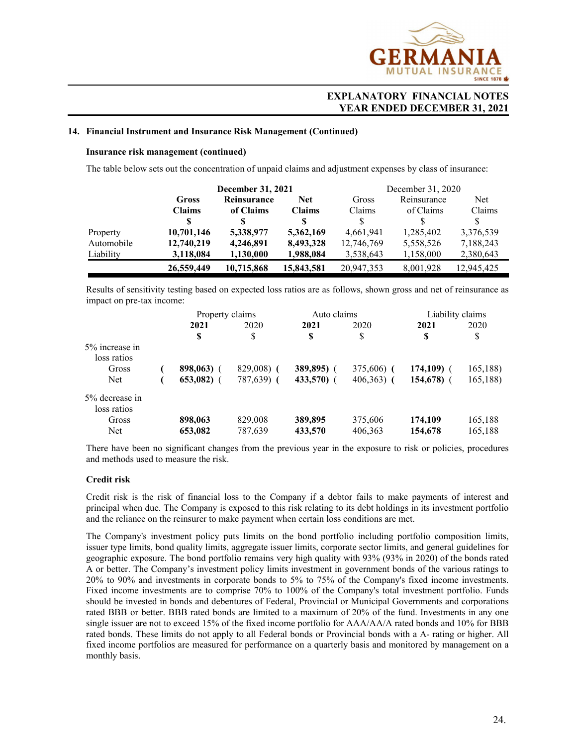## 14. Financial Instrument and Insurance Risk Management (Continued)

### Insurance risk management (continued)

The table below sets out the concentration of unpaid claims and adjustment expenses by class of insurance:

| | **December 31, 2021** | | | December 31, 2020 | | |
|---|---|---|---|---|---|---|
| | **Gross Claims** | **Reinsurance of Claims** | **Net Claims** | Gross Claims | Reinsurance of Claims | Net Claims |
| | **$** | **$** | **$** | $ | $ | $ |
| Property | **10,701,146** | **5,338,977** | **5,362,169** | 4,661,941 | 1,285,402 | 3,376,539 |
| Automobile | **12,740,219** | **4,246,891** | **8,493,328** | 12,746,769 | 5,558,526 | 7,188,243 |
| Liability | **3,118,084** | **1,130,000** | **1,988,084** | 3,538,643 | 1,158,000 | 2,380,643 |
| | **26,559,449** | **10,715,868** | **15,843,581** | 20,947,353 | 8,001,928 | 12,945,425 |

Results of sensitivity testing based on expected loss ratios are as follows, shown gross and net of reinsurance as impact on pre-tax income:

| | Property claims | | Auto claims | | Liability claims | |
|---|---|---|---|---|---|---|
| | **2021** | 2020 | **2021** | 2020 | **2021** | 2020 |
| | **$** | $ | **$** | $ | **$** | $ |
| 5% increase in loss ratios | | | | | | |
| Gross | **(898,063)** | (829,008) | **(389,895)** | (375,606) | **(174,109)** | (165,188) |
| Net | **(653,082)** | (787,639) | **(433,570)** | (406,363) | **(154,678)** | (165,188) |
| 5% decrease in loss ratios | | | | | | |
| Gross | **898,063** | 829,008 | **389,895** | 375,606 | **174,109** | 165,188 |
| Net | **653,082** | 787,639 | **433,570** | 406,363 | **154,678** | 165,188 |

There have been no significant changes from the previous year in the exposure to risk or policies, procedures and methods used to measure the risk.

### Credit risk

Credit risk is the risk of financial loss to the Company if a debtor fails to make payments of interest and principal when due. The Company is exposed to this risk relating to its debt holdings in its investment portfolio and the reliance on the reinsurer to make payment when certain loss conditions are met.

The Company's investment policy puts limits on the bond portfolio including portfolio composition limits, issuer type limits, bond quality limits, aggregate issuer limits, corporate sector limits, and general guidelines for geographic exposure. The bond portfolio remains very high quality with 93% (93% in 2020) of the bonds rated A or better. The Company's investment policy limits investment in government bonds of the various ratings to 20% to 90% and investments in corporate bonds to 5% to 75% of the Company's fixed income investments. Fixed income investments are to comprise 70% to 100% of the Company's total investment portfolio. Funds should be invested in bonds and debentures of Federal, Provincial or Municipal Governments and corporations rated BBB or better. BBB rated bonds are limited to a maximum of 20% of the fund. Investments in any one single issuer are not to exceed 15% of the fixed income portfolio for AAA/AA/A rated bonds and 10% for BBB rated bonds. These limits do not apply to all Federal bonds or Provincial bonds with a A- rating or higher. All fixed income portfolios are measured for performance on a quarterly basis and monitored by management on a monthly basis.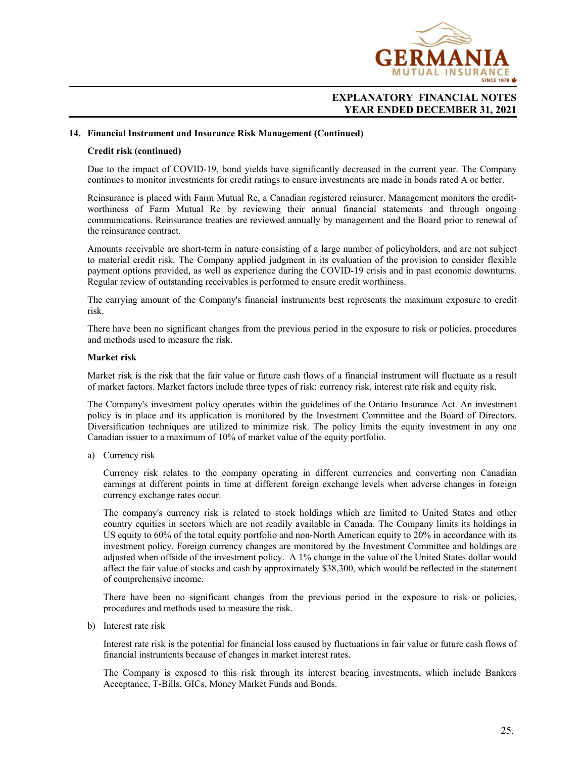**14. Financial Instrument and Insurance Risk Management (Continued)**

**Credit risk (continued)**

Due to the impact of COVID-19, bond yields have significantly decreased in the current year. The Company continues to monitor investments for credit ratings to ensure investments are made in bonds rated A or better.

Reinsurance is placed with Farm Mutual Re, a Canadian registered reinsurer. Management monitors the credit-worthiness of Farm Mutual Re by reviewing their annual financial statements and through ongoing communications. Reinsurance treaties are reviewed annually by management and the Board prior to renewal of the reinsurance contract.

Amounts receivable are short-term in nature consisting of a large number of policyholders, and are not subject to material credit risk. The Company applied judgment in its evaluation of the provision to consider flexible payment options provided, as well as experience during the COVID-19 crisis and in past economic downturns. Regular review of outstanding receivables is performed to ensure credit worthiness.

The carrying amount of the Company's financial instruments best represents the maximum exposure to credit risk.

There have been no significant changes from the previous period in the exposure to risk or policies, procedures and methods used to measure the risk.

**Market risk**

Market risk is the risk that the fair value or future cash flows of a financial instrument will fluctuate as a result of market factors. Market factors include three types of risk: currency risk, interest rate risk and equity risk.

The Company's investment policy operates within the guidelines of the Ontario Insurance Act. An investment policy is in place and its application is monitored by the Investment Committee and the Board of Directors. Diversification techniques are utilized to minimize risk. The policy limits the equity investment in any one Canadian issuer to a maximum of 10% of market value of the equity portfolio.

a) Currency risk

Currency risk relates to the company operating in different currencies and converting non Canadian earnings at different points in time at different foreign exchange levels when adverse changes in foreign currency exchange rates occur.

The company's currency risk is related to stock holdings which are limited to United States and other country equities in sectors which are not readily available in Canada. The Company limits its holdings in US equity to 60% of the total equity portfolio and non-North American equity to 20% in accordance with its investment policy. Foreign currency changes are monitored by the Investment Committee and holdings are adjusted when offside of the investment policy. A 1% change in the value of the United States dollar would affect the fair value of stocks and cash by approximately $38,300, which would be reflected in the statement of comprehensive income.

There have been no significant changes from the previous period in the exposure to risk or policies, procedures and methods used to measure the risk.

b) Interest rate risk

Interest rate risk is the potential for financial loss caused by fluctuations in fair value or future cash flows of financial instruments because of changes in market interest rates.

The Company is exposed to this risk through its interest bearing investments, which include Bankers Acceptance, T-Bills, GICs, Money Market Funds and Bonds.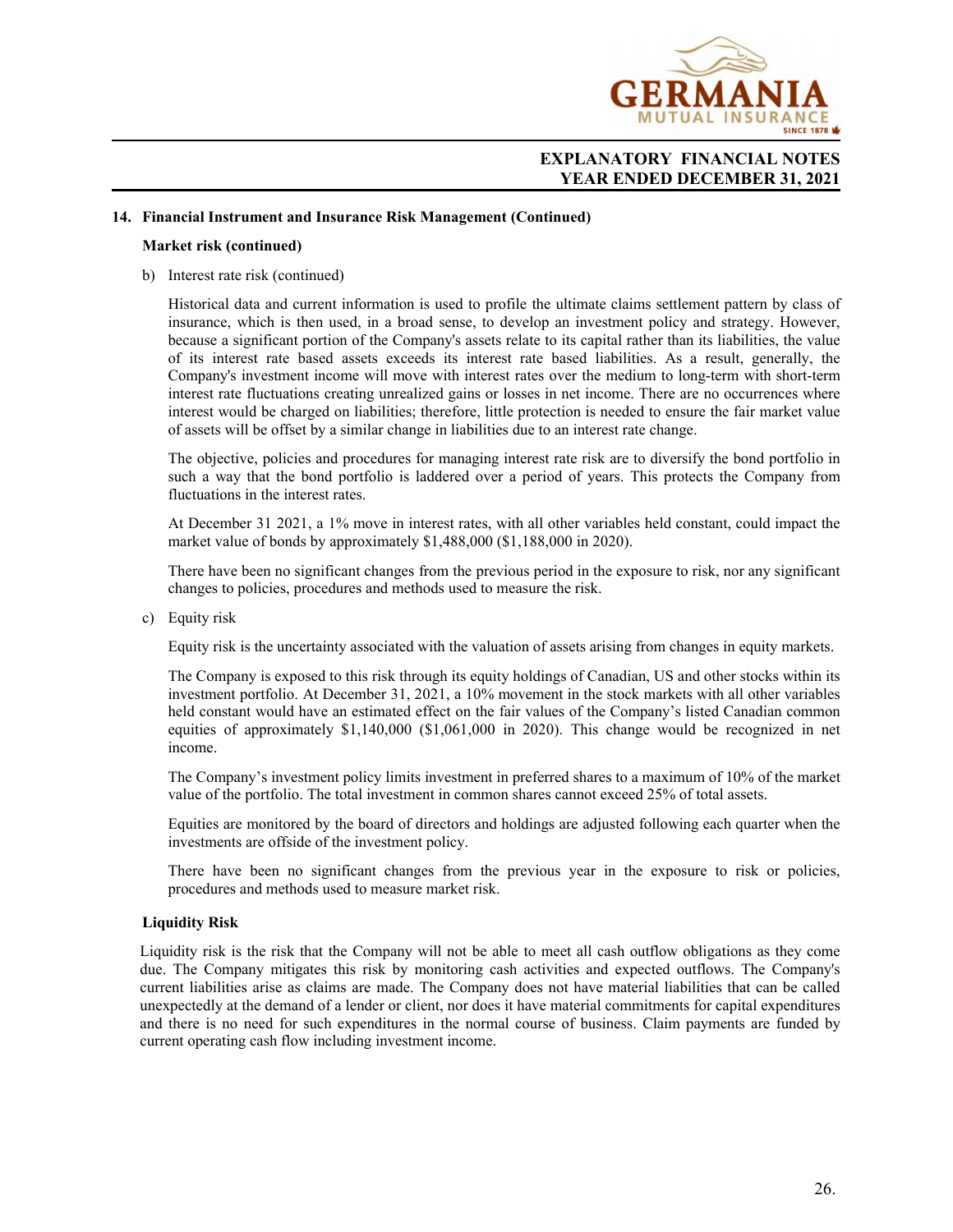## 14. Financial Instrument and Insurance Risk Management (Continued)

### Market risk (continued)

b) Interest rate risk (continued)

Historical data and current information is used to profile the ultimate claims settlement pattern by class of insurance, which is then used, in a broad sense, to develop an investment policy and strategy. However, because a significant portion of the Company's assets relate to its capital rather than its liabilities, the value of its interest rate based assets exceeds its interest rate based liabilities. As a result, generally, the Company's investment income will move with interest rates over the medium to long-term with short-term interest rate fluctuations creating unrealized gains or losses in net income. There are no occurrences where interest would be charged on liabilities; therefore, little protection is needed to ensure the fair market value of assets will be offset by a similar change in liabilities due to an interest rate change.

The objective, policies and procedures for managing interest rate risk are to diversify the bond portfolio in such a way that the bond portfolio is laddered over a period of years. This protects the Company from fluctuations in the interest rates.

At December 31 2021, a 1% move in interest rates, with all other variables held constant, could impact the market value of bonds by approximately $1,488,000 ($1,188,000 in 2020).

There have been no significant changes from the previous period in the exposure to risk, nor any significant changes to policies, procedures and methods used to measure the risk.

c) Equity risk

Equity risk is the uncertainty associated with the valuation of assets arising from changes in equity markets.

The Company is exposed to this risk through its equity holdings of Canadian, US and other stocks within its investment portfolio. At December 31, 2021, a 10% movement in the stock markets with all other variables held constant would have an estimated effect on the fair values of the Company's listed Canadian common equities of approximately $1,140,000 ($1,061,000 in 2020). This change would be recognized in net income.

The Company's investment policy limits investment in preferred shares to a maximum of 10% of the market value of the portfolio. The total investment in common shares cannot exceed 25% of total assets.

Equities are monitored by the board of directors and holdings are adjusted following each quarter when the investments are offside of the investment policy.

There have been no significant changes from the previous year in the exposure to risk or policies, procedures and methods used to measure market risk.

### Liquidity Risk

Liquidity risk is the risk that the Company will not be able to meet all cash outflow obligations as they come due. The Company mitigates this risk by monitoring cash activities and expected outflows. The Company's current liabilities arise as claims are made. The Company does not have material liabilities that can be called unexpectedly at the demand of a lender or client, nor does it have material commitments for capital expenditures and there is no need for such expenditures in the normal course of business. Claim payments are funded by current operating cash flow including investment income.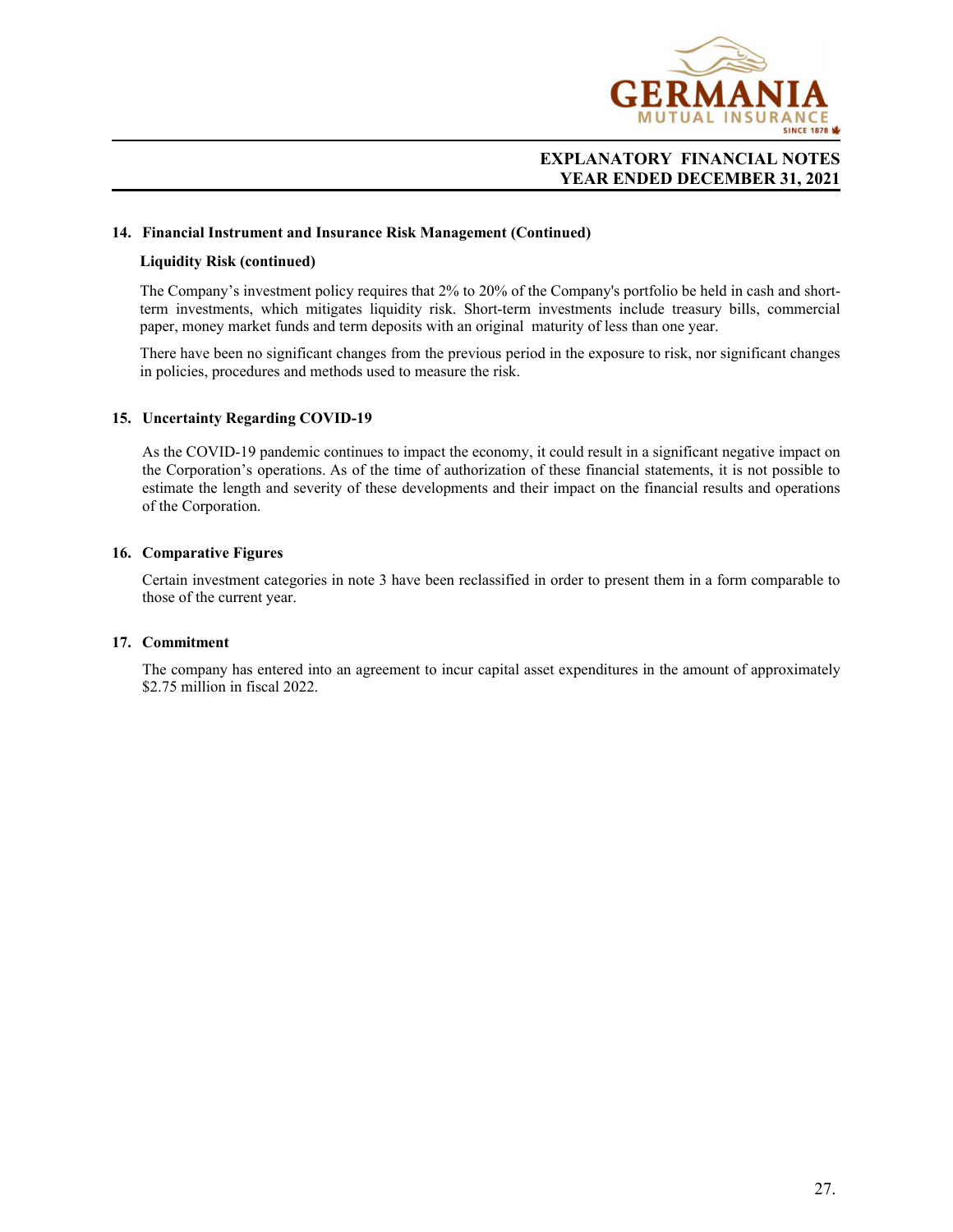## 14. Financial Instrument and Insurance Risk Management (Continued)

### Liquidity Risk (continued)

The Company's investment policy requires that 2% to 20% of the Company's portfolio be held in cash and short-term investments, which mitigates liquidity risk. Short-term investments include treasury bills, commercial paper, money market funds and term deposits with an original maturity of less than one year.

There have been no significant changes from the previous period in the exposure to risk, nor significant changes in policies, procedures and methods used to measure the risk.

## 15. Uncertainty Regarding COVID-19

As the COVID-19 pandemic continues to impact the economy, it could result in a significant negative impact on the Corporation's operations. As of the time of authorization of these financial statements, it is not possible to estimate the length and severity of these developments and their impact on the financial results and operations of the Corporation.

## 16. Comparative Figures

Certain investment categories in note 3 have been reclassified in order to present them in a form comparable to those of the current year.

## 17. Commitment

The company has entered into an agreement to incur capital asset expenditures in the amount of approximately $2.75 million in fiscal 2022.